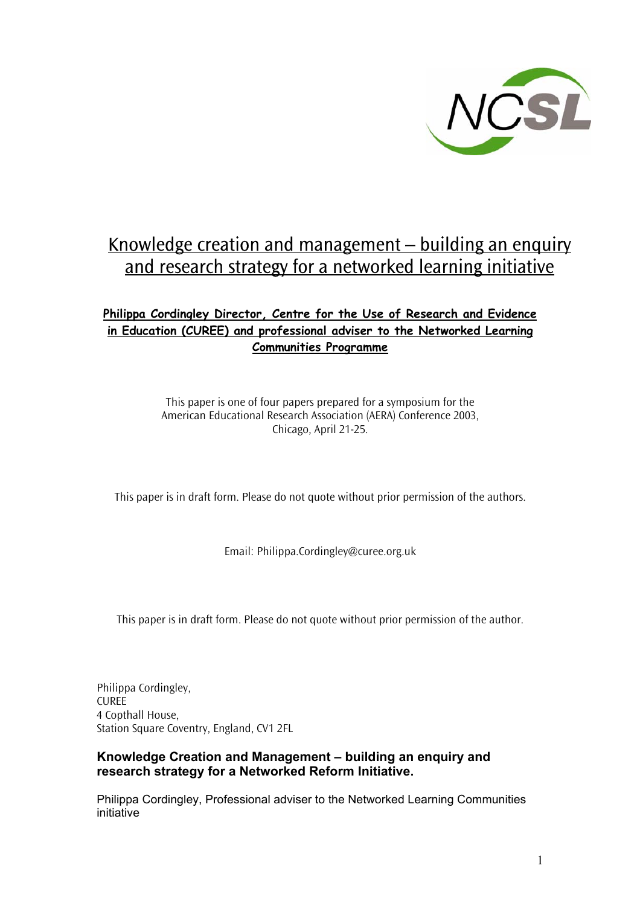# Knowledge creation and management – building an enquiry and research strategy for a networked learning initiative

**Philippa Cordingley Director, Centre for the Use of Research and Evidence in Education (CUREE) and professional adviser to the Networked Learning Communities Programme**

This paper is one of four papers prepared for a symposium for the American Educational Research Association (AERA) Conference 2003, Chicago, April 21-25.

This paper is in draft form. Please do not quote without prior permission of the authors.

Email: Philippa.Cordingley@curee.org.uk

This paper is in draft form. Please do not quote without prior permission of the author.

Philippa Cordingley,
CUREE
4 Copthall House,
Station Square Coventry, England, CV1 2FL

## Knowledge Creation and Management – building an enquiry and research strategy for a Networked Reform Initiative.

Philippa Cordingley, Professional adviser to the Networked Learning Communities initiative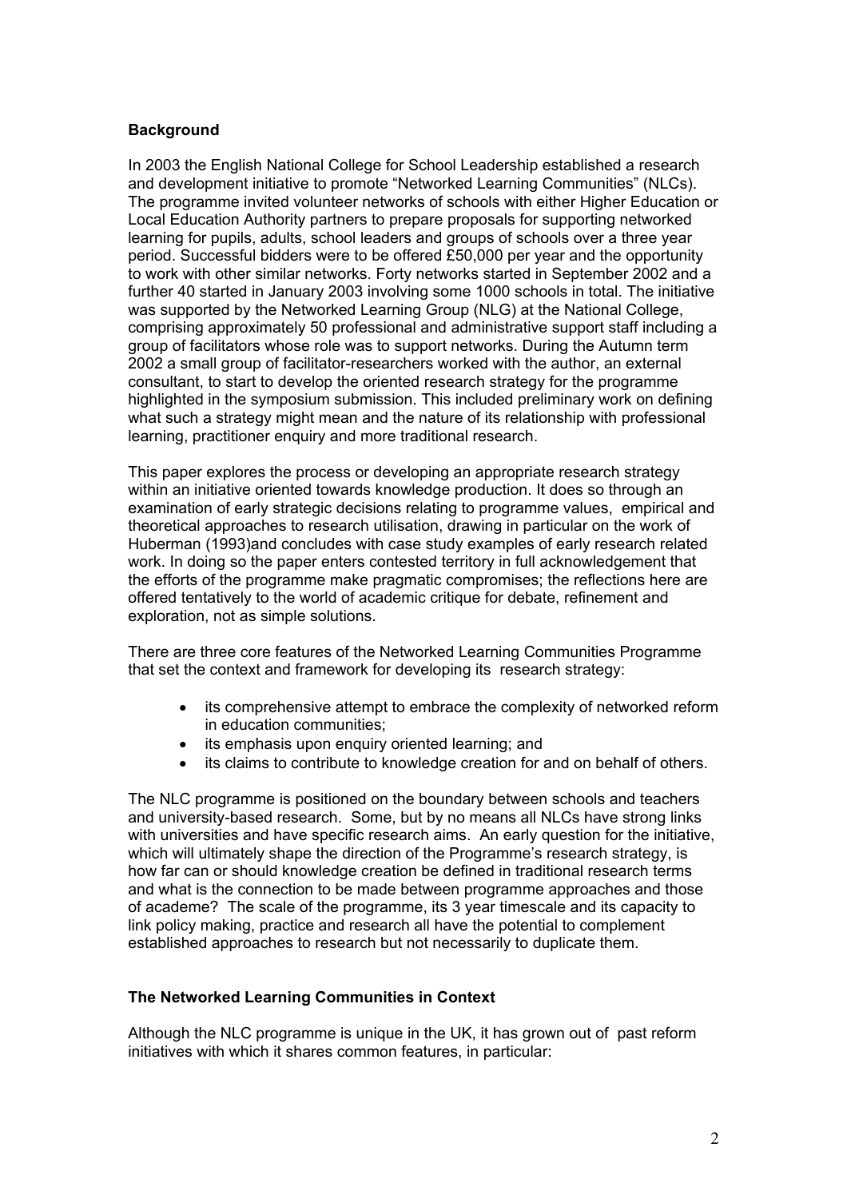**Background**

In 2003 the English National College for School Leadership established a research and development initiative to promote "Networked Learning Communities" (NLCs). The programme invited volunteer networks of schools with either Higher Education or Local Education Authority partners to prepare proposals for supporting networked learning for pupils, adults, school leaders and groups of schools over a three year period. Successful bidders were to be offered £50,000 per year and the opportunity to work with other similar networks. Forty networks started in September 2002 and a further 40 started in January 2003 involving some 1000 schools in total. The initiative was supported by the Networked Learning Group (NLG) at the National College, comprising approximately 50 professional and administrative support staff including a group of facilitators whose role was to support networks. During the Autumn term 2002 a small group of facilitator-researchers worked with the author, an external consultant, to start to develop the oriented research strategy for the programme highlighted in the symposium submission. This included preliminary work on defining what such a strategy might mean and the nature of its relationship with professional learning, practitioner enquiry and more traditional research.

This paper explores the process or developing an appropriate research strategy within an initiative oriented towards knowledge production. It does so through an examination of early strategic decisions relating to programme values, empirical and theoretical approaches to research utilisation, drawing in particular on the work of Huberman (1993)and concludes with case study examples of early research related work. In doing so the paper enters contested territory in full acknowledgement that the efforts of the programme make pragmatic compromises; the reflections here are offered tentatively to the world of academic critique for debate, refinement and exploration, not as simple solutions.

There are three core features of the Networked Learning Communities Programme that set the context and framework for developing its research strategy:

- its comprehensive attempt to embrace the complexity of networked reform in education communities;
- its emphasis upon enquiry oriented learning; and
- its claims to contribute to knowledge creation for and on behalf of others.

The NLC programme is positioned on the boundary between schools and teachers and university-based research. Some, but by no means all NLCs have strong links with universities and have specific research aims. An early question for the initiative, which will ultimately shape the direction of the Programme's research strategy, is how far can or should knowledge creation be defined in traditional research terms and what is the connection to be made between programme approaches and those of academe? The scale of the programme, its 3 year timescale and its capacity to link policy making, practice and research all have the potential to complement established approaches to research but not necessarily to duplicate them.

**The Networked Learning Communities in Context**

Although the NLC programme is unique in the UK, it has grown out of past reform initiatives with which it shares common features, in particular: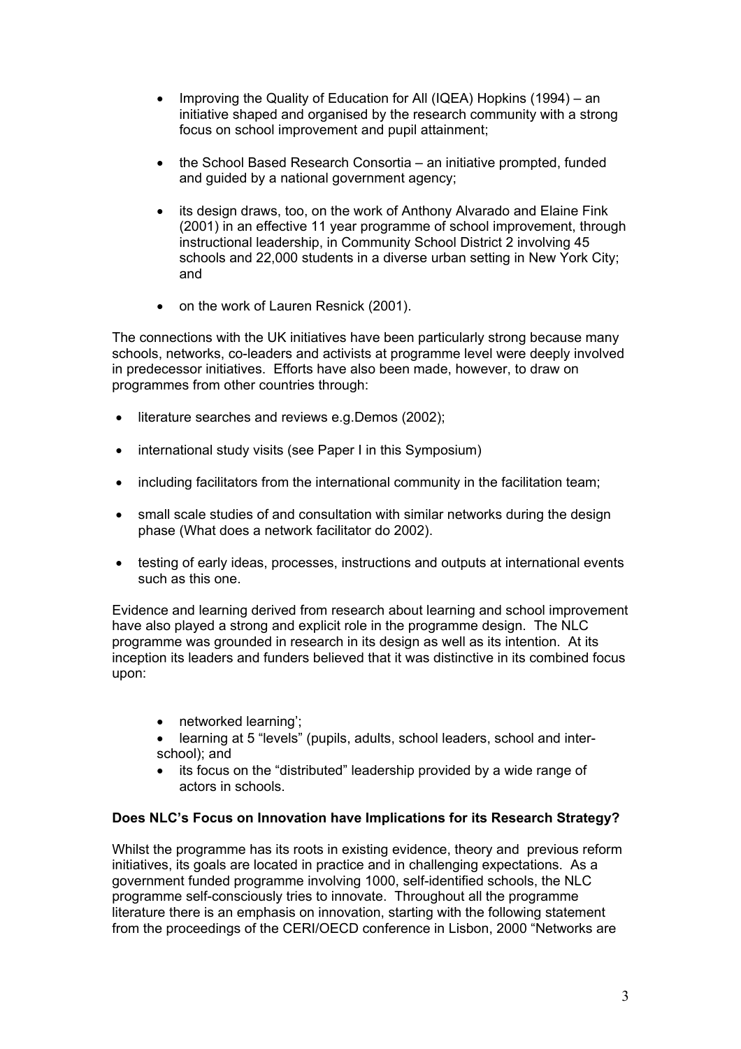- Improving the Quality of Education for All (IQEA) Hopkins (1994) – an initiative shaped and organised by the research community with a strong focus on school improvement and pupil attainment;

- the School Based Research Consortia – an initiative prompted, funded and guided by a national government agency;

- its design draws, too, on the work of Anthony Alvarado and Elaine Fink (2001) in an effective 11 year programme of school improvement, through instructional leadership, in Community School District 2 involving 45 schools and 22,000 students in a diverse urban setting in New York City; and

- on the work of Lauren Resnick (2001).

The connections with the UK initiatives have been particularly strong because many schools, networks, co-leaders and activists at programme level were deeply involved in predecessor initiatives. Efforts have also been made, however, to draw on programmes from other countries through:

- literature searches and reviews e.g.Demos (2002);

- international study visits (see Paper I in this Symposium)

- including facilitators from the international community in the facilitation team;

- small scale studies of and consultation with similar networks during the design phase (What does a network facilitator do 2002).

- testing of early ideas, processes, instructions and outputs at international events such as this one.

Evidence and learning derived from research about learning and school improvement have also played a strong and explicit role in the programme design. The NLC programme was grounded in research in its design as well as its intention. At its inception its leaders and funders believed that it was distinctive in its combined focus upon:

- networked learning';
- learning at 5 "levels" (pupils, adults, school leaders, school and inter-school); and
- its focus on the "distributed" leadership provided by a wide range of actors in schools.

**Does NLC's Focus on Innovation have Implications for its Research Strategy?**

Whilst the programme has its roots in existing evidence, theory and previous reform initiatives, its goals are located in practice and in challenging expectations. As a government funded programme involving 1000, self-identified schools, the NLC programme self-consciously tries to innovate. Throughout all the programme literature there is an emphasis on innovation, starting with the following statement from the proceedings of the CERI/OECD conference in Lisbon, 2000 "Networks are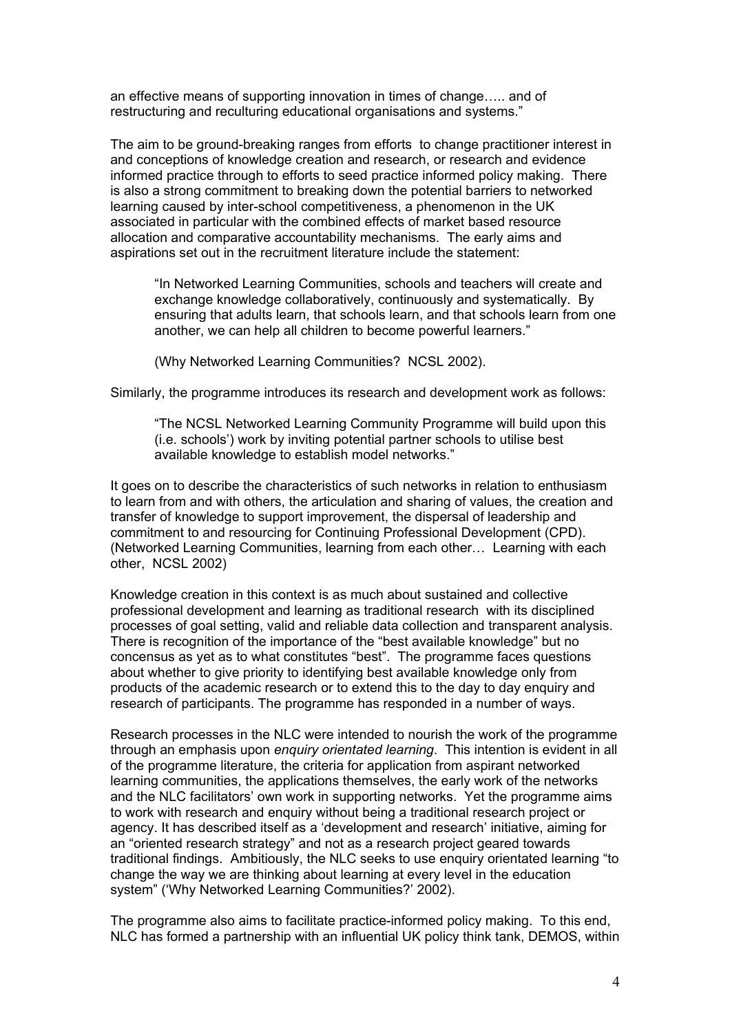an effective means of supporting innovation in times of change….. and of restructuring and reculturing educational organisations and systems."

The aim to be ground-breaking ranges from efforts to change practitioner interest in and conceptions of knowledge creation and research, or research and evidence informed practice through to efforts to seed practice informed policy making. There is also a strong commitment to breaking down the potential barriers to networked learning caused by inter-school competitiveness, a phenomenon in the UK associated in particular with the combined effects of market based resource allocation and comparative accountability mechanisms. The early aims and aspirations set out in the recruitment literature include the statement:

> "In Networked Learning Communities, schools and teachers will create and exchange knowledge collaboratively, continuously and systematically. By ensuring that adults learn, that schools learn, and that schools learn from one another, we can help all children to become powerful learners."
>
> (Why Networked Learning Communities? NCSL 2002).

Similarly, the programme introduces its research and development work as follows:

> "The NCSL Networked Learning Community Programme will build upon this (i.e. schools') work by inviting potential partner schools to utilise best available knowledge to establish model networks."

It goes on to describe the characteristics of such networks in relation to enthusiasm to learn from and with others, the articulation and sharing of values, the creation and transfer of knowledge to support improvement, the dispersal of leadership and commitment to and resourcing for Continuing Professional Development (CPD). (Networked Learning Communities, learning from each other… Learning with each other, NCSL 2002)

Knowledge creation in this context is as much about sustained and collective professional development and learning as traditional research with its disciplined processes of goal setting, valid and reliable data collection and transparent analysis. There is recognition of the importance of the "best available knowledge" but no concensus as yet as to what constitutes "best". The programme faces questions about whether to give priority to identifying best available knowledge only from products of the academic research or to extend this to the day to day enquiry and research of participants. The programme has responded in a number of ways.

Research processes in the NLC were intended to nourish the work of the programme through an emphasis upon *enquiry orientated learning*. This intention is evident in all of the programme literature, the criteria for application from aspirant networked learning communities, the applications themselves, the early work of the networks and the NLC facilitators' own work in supporting networks. Yet the programme aims to work with research and enquiry without being a traditional research project or agency. It has described itself as a 'development and research' initiative, aiming for an "oriented research strategy" and not as a research project geared towards traditional findings. Ambitiously, the NLC seeks to use enquiry orientated learning "to change the way we are thinking about learning at every level in the education system" ('Why Networked Learning Communities?' 2002).

The programme also aims to facilitate practice-informed policy making. To this end, NLC has formed a partnership with an influential UK policy think tank, DEMOS, within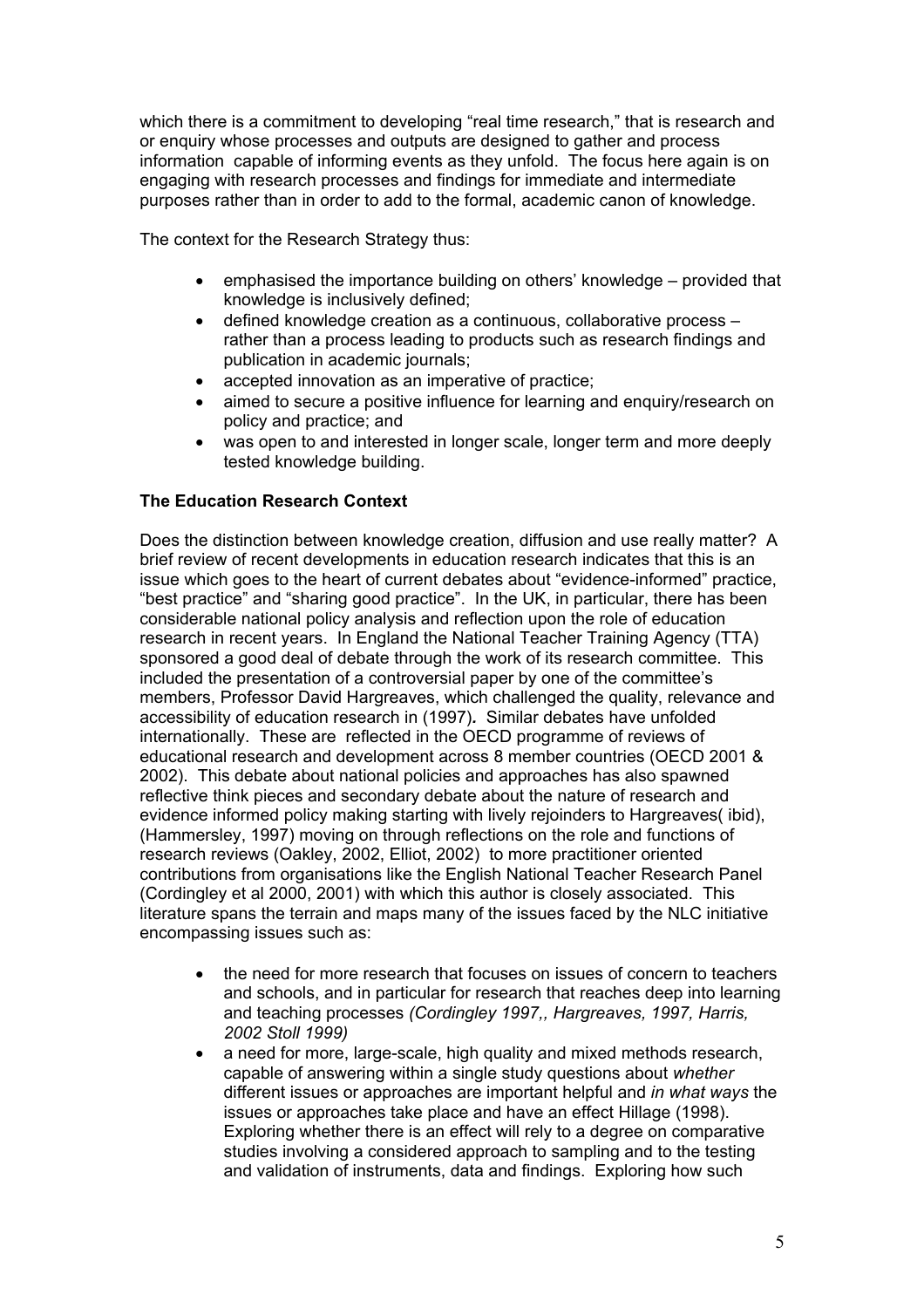which there is a commitment to developing "real time research," that is research and or enquiry whose processes and outputs are designed to gather and process information capable of informing events as they unfold. The focus here again is on engaging with research processes and findings for immediate and intermediate purposes rather than in order to add to the formal, academic canon of knowledge.

The context for the Research Strategy thus:

- emphasised the importance building on others' knowledge – provided that knowledge is inclusively defined;
- defined knowledge creation as a continuous, collaborative process – rather than a process leading to products such as research findings and publication in academic journals;
- accepted innovation as an imperative of practice;
- aimed to secure a positive influence for learning and enquiry/research on policy and practice; and
- was open to and interested in longer scale, longer term and more deeply tested knowledge building.

**The Education Research Context**

Does the distinction between knowledge creation, diffusion and use really matter? A brief review of recent developments in education research indicates that this is an issue which goes to the heart of current debates about "evidence-informed" practice, "best practice" and "sharing good practice". In the UK, in particular, there has been considerable national policy analysis and reflection upon the role of education research in recent years. In England the National Teacher Training Agency (TTA) sponsored a good deal of debate through the work of its research committee. This included the presentation of a controversial paper by one of the committee's members, Professor David Hargreaves, which challenged the quality, relevance and accessibility of education research in (1997). Similar debates have unfolded internationally. These are reflected in the OECD programme of reviews of educational research and development across 8 member countries (OECD 2001 & 2002). This debate about national policies and approaches has also spawned reflective think pieces and secondary debate about the nature of research and evidence informed policy making starting with lively rejoinders to Hargreaves( ibid), (Hammersley, 1997) moving on through reflections on the role and functions of research reviews (Oakley, 2002, Elliot, 2002) to more practitioner oriented contributions from organisations like the English National Teacher Research Panel (Cordingley et al 2000, 2001) with which this author is closely associated. This literature spans the terrain and maps many of the issues faced by the NLC initiative encompassing issues such as:

- the need for more research that focuses on issues of concern to teachers and schools, and in particular for research that reaches deep into learning and teaching processes *(Cordingley 1997,, Hargreaves, 1997, Harris, 2002 Stoll 1999)*
- a need for more, large-scale, high quality and mixed methods research, capable of answering within a single study questions about *whether* different issues or approaches are important helpful and *in what ways* the issues or approaches take place and have an effect Hillage (1998). Exploring whether there is an effect will rely to a degree on comparative studies involving a considered approach to sampling and to the testing and validation of instruments, data and findings. Exploring how such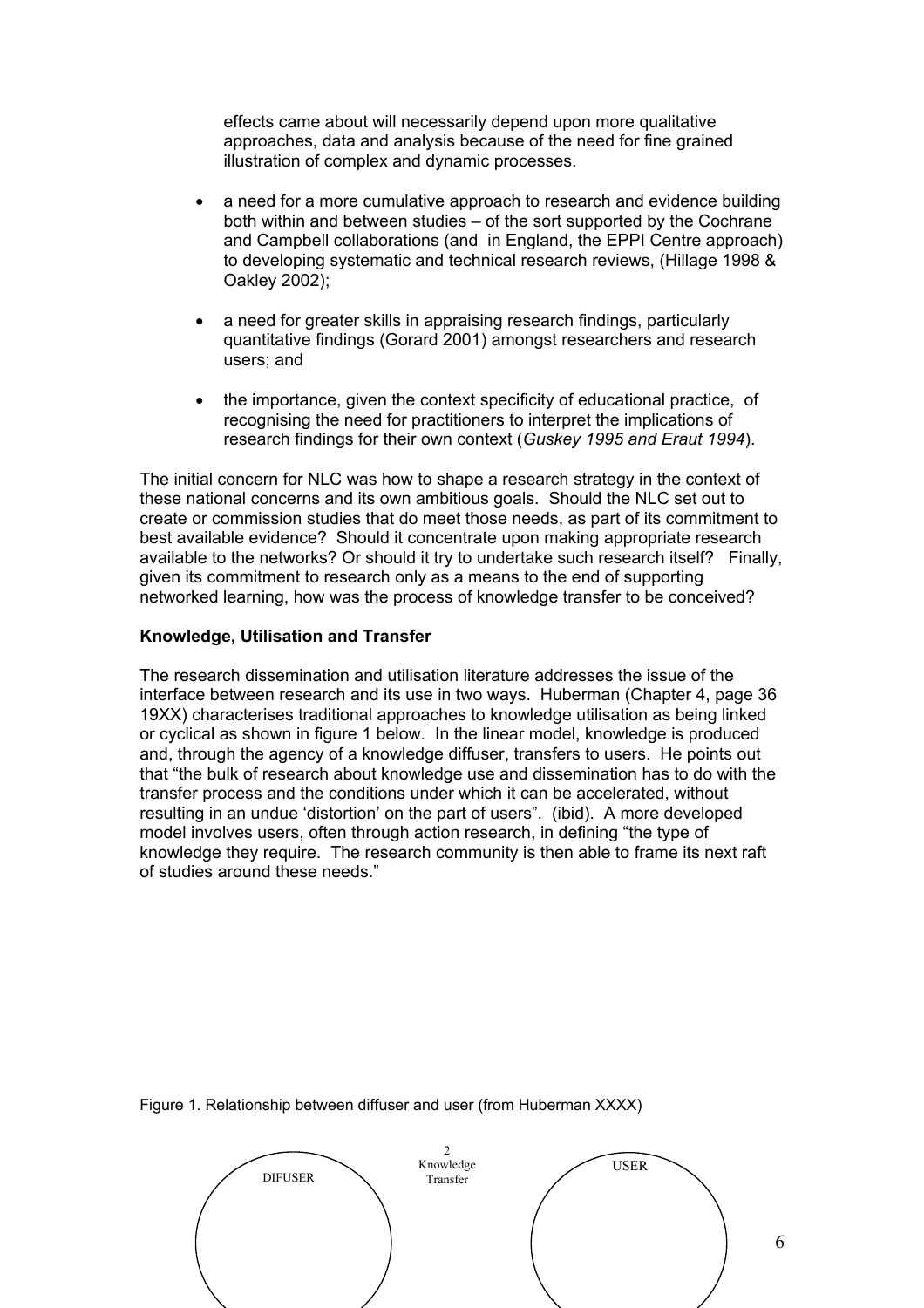effects came about will necessarily depend upon more qualitative approaches, data and analysis because of the need for fine grained illustration of complex and dynamic processes.

- a need for a more cumulative approach to research and evidence building both within and between studies – of the sort supported by the Cochrane and Campbell collaborations (and in England, the EPPI Centre approach) to developing systematic and technical research reviews, (Hillage 1998 & Oakley 2002);

- a need for greater skills in appraising research findings, particularly quantitative findings (Gorard 2001) amongst researchers and research users; and

- the importance, given the context specificity of educational practice, of recognising the need for practitioners to interpret the implications of research findings for their own context (*Guskey 1995 and Eraut 1994*).

The initial concern for NLC was how to shape a research strategy in the context of these national concerns and its own ambitious goals. Should the NLC set out to create or commission studies that do meet those needs, as part of its commitment to best available evidence? Should it concentrate upon making appropriate research available to the networks? Or should it try to undertake such research itself? Finally, given its commitment to research only as a means to the end of supporting networked learning, how was the process of knowledge transfer to be conceived?

**Knowledge, Utilisation and Transfer**

The research dissemination and utilisation literature addresses the issue of the interface between research and its use in two ways. Huberman (Chapter 4, page 36 19XX) characterises traditional approaches to knowledge utilisation as being linked or cyclical as shown in figure 1 below. In the linear model, knowledge is produced and, through the agency of a knowledge diffuser, transfers to users. He points out that "the bulk of research about knowledge use and dissemination has to do with the transfer process and the conditions under which it can be accelerated, without resulting in an undue 'distortion' on the part of users". (ibid). A more developed model involves users, often through action research, in defining "the type of knowledge they require. The research community is then able to frame its next raft of studies around these needs."

Figure 1. Relationship between diffuser and user (from Huberman XXXX)

DIFUSER

2
Knowledge
Transfer

USER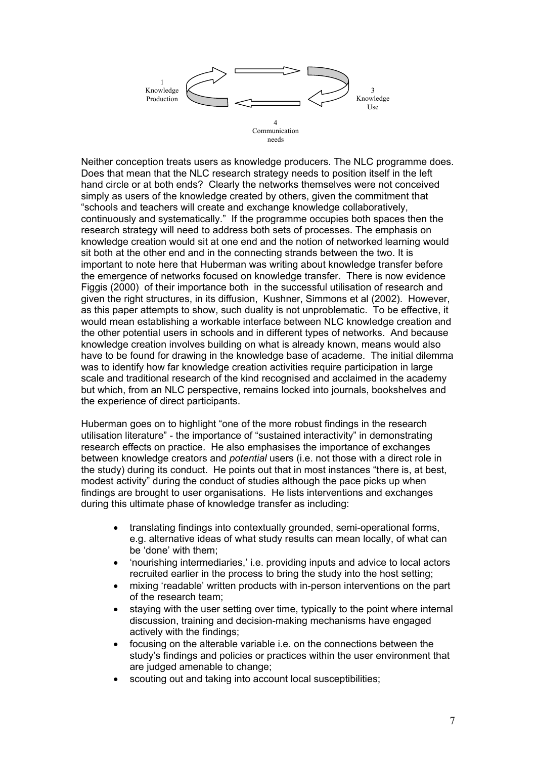1
Knowledge
Production

3
Knowledge
Use

4
Communication
needs

Neither conception treats users as knowledge producers. The NLC programme does. Does that mean that the NLC research strategy needs to position itself in the left hand circle or at both ends? Clearly the networks themselves were not conceived simply as users of the knowledge created by others, given the commitment that "schools and teachers will create and exchange knowledge collaboratively, continuously and systematically." If the programme occupies both spaces then the research strategy will need to address both sets of processes. The emphasis on knowledge creation would sit at one end and the notion of networked learning would sit both at the other end and in the connecting strands between the two. It is important to note here that Huberman was writing about knowledge transfer before the emergence of networks focused on knowledge transfer. There is now evidence Figgis (2000) of their importance both in the successful utilisation of research and given the right structures, in its diffusion, Kushner, Simmons et al (2002). However, as this paper attempts to show, such duality is not unproblematic. To be effective, it would mean establishing a workable interface between NLC knowledge creation and the other potential users in schools and in different types of networks. And because knowledge creation involves building on what is already known, means would also have to be found for drawing in the knowledge base of academe. The initial dilemma was to identify how far knowledge creation activities require participation in large scale and traditional research of the kind recognised and acclaimed in the academy but which, from an NLC perspective, remains locked into journals, bookshelves and the experience of direct participants.

Huberman goes on to highlight "one of the more robust findings in the research utilisation literature" - the importance of "sustained interactivity" in demonstrating research effects on practice. He also emphasises the importance of exchanges between knowledge creators and *potential* users (i.e. not those with a direct role in the study) during its conduct. He points out that in most instances "there is, at best, modest activity" during the conduct of studies although the pace picks up when findings are brought to user organisations. He lists interventions and exchanges during this ultimate phase of knowledge transfer as including:

- translating findings into contextually grounded, semi-operational forms, e.g. alternative ideas of what study results can mean locally, of what can be 'done' with them;
- 'nourishing intermediaries,' i.e. providing inputs and advice to local actors recruited earlier in the process to bring the study into the host setting;
- mixing 'readable' written products with in-person interventions on the part of the research team;
- staying with the user setting over time, typically to the point where internal discussion, training and decision-making mechanisms have engaged actively with the findings;
- focusing on the alterable variable i.e. on the connections between the study's findings and policies or practices within the user environment that are judged amenable to change;
- scouting out and taking into account local susceptibilities;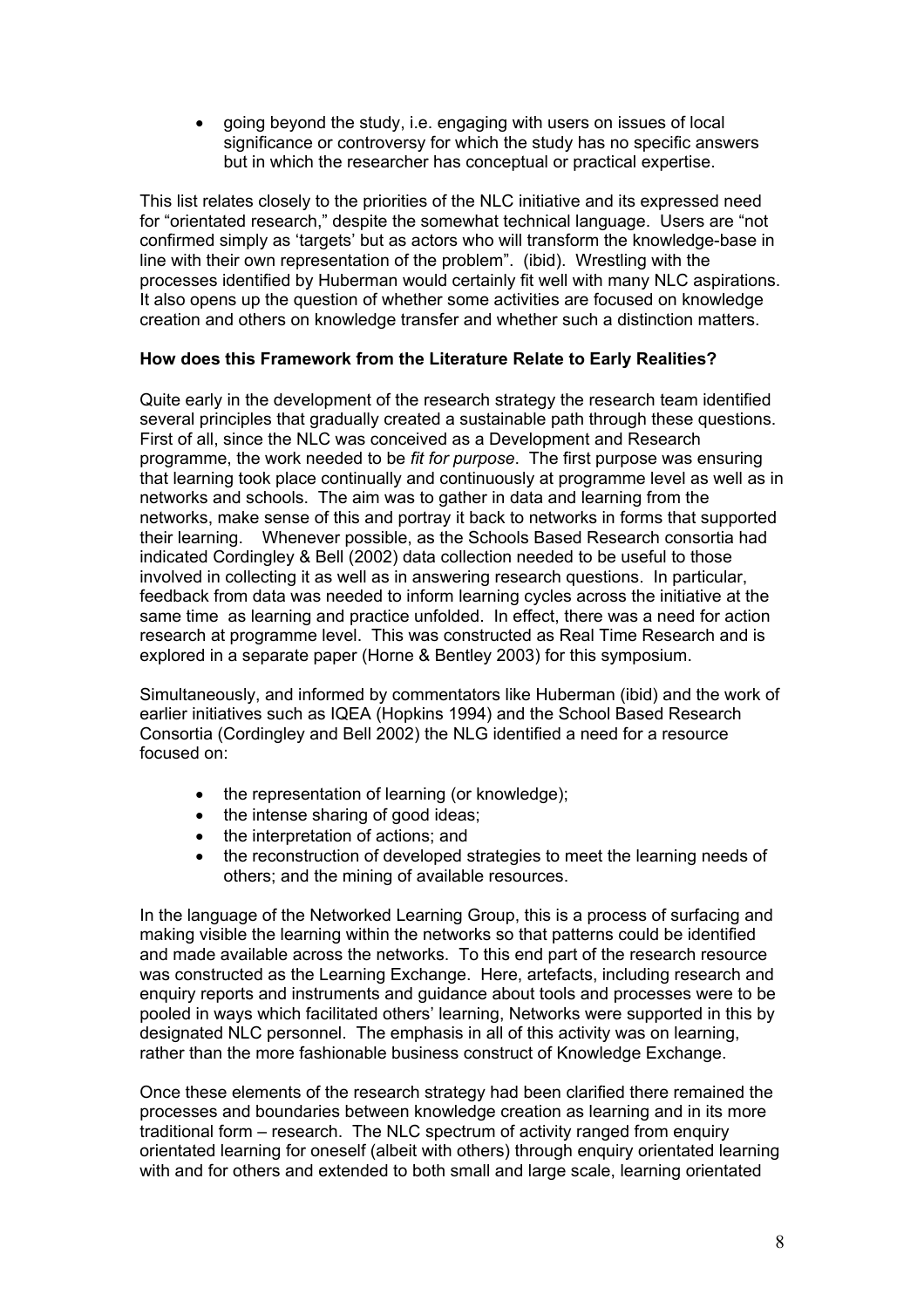- going beyond the study, i.e. engaging with users on issues of local significance or controversy for which the study has no specific answers but in which the researcher has conceptual or practical expertise.

This list relates closely to the priorities of the NLC initiative and its expressed need for "orientated research," despite the somewhat technical language. Users are "not confirmed simply as 'targets' but as actors who will transform the knowledge-base in line with their own representation of the problem". (ibid). Wrestling with the processes identified by Huberman would certainly fit well with many NLC aspirations. It also opens up the question of whether some activities are focused on knowledge creation and others on knowledge transfer and whether such a distinction matters.

**How does this Framework from the Literature Relate to Early Realities?**

Quite early in the development of the research strategy the research team identified several principles that gradually created a sustainable path through these questions. First of all, since the NLC was conceived as a Development and Research programme, the work needed to be *fit for purpose*. The first purpose was ensuring that learning took place continually and continuously at programme level as well as in networks and schools. The aim was to gather in data and learning from the networks, make sense of this and portray it back to networks in forms that supported their learning. Whenever possible, as the Schools Based Research consortia had indicated Cordingley & Bell (2002) data collection needed to be useful to those involved in collecting it as well as in answering research questions. In particular, feedback from data was needed to inform learning cycles across the initiative at the same time as learning and practice unfolded. In effect, there was a need for action research at programme level. This was constructed as Real Time Research and is explored in a separate paper (Horne & Bentley 2003) for this symposium.

Simultaneously, and informed by commentators like Huberman (ibid) and the work of earlier initiatives such as IQEA (Hopkins 1994) and the School Based Research Consortia (Cordingley and Bell 2002) the NLG identified a need for a resource focused on:

- the representation of learning (or knowledge);
- the intense sharing of good ideas;
- the interpretation of actions; and
- the reconstruction of developed strategies to meet the learning needs of others; and the mining of available resources.

In the language of the Networked Learning Group, this is a process of surfacing and making visible the learning within the networks so that patterns could be identified and made available across the networks. To this end part of the research resource was constructed as the Learning Exchange. Here, artefacts, including research and enquiry reports and instruments and guidance about tools and processes were to be pooled in ways which facilitated others' learning, Networks were supported in this by designated NLC personnel. The emphasis in all of this activity was on learning, rather than the more fashionable business construct of Knowledge Exchange.

Once these elements of the research strategy had been clarified there remained the processes and boundaries between knowledge creation as learning and in its more traditional form – research. The NLC spectrum of activity ranged from enquiry orientated learning for oneself (albeit with others) through enquiry orientated learning with and for others and extended to both small and large scale, learning orientated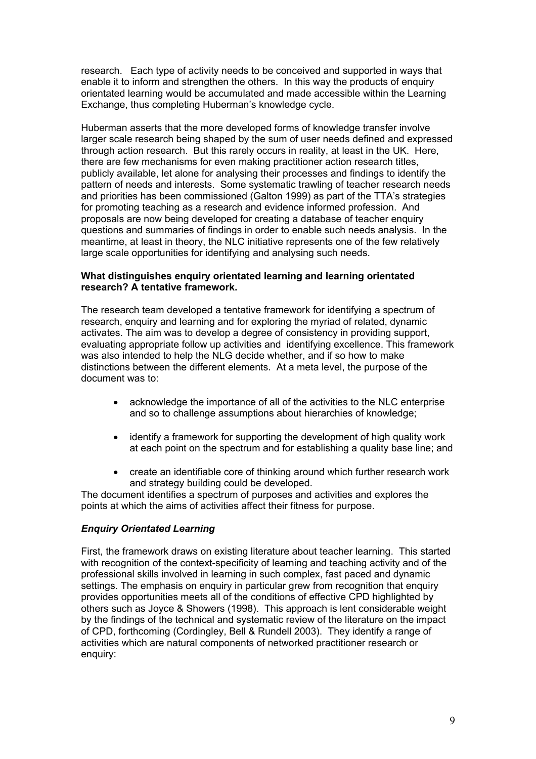research. Each type of activity needs to be conceived and supported in ways that enable it to inform and strengthen the others. In this way the products of enquiry orientated learning would be accumulated and made accessible within the Learning Exchange, thus completing Huberman's knowledge cycle.

Huberman asserts that the more developed forms of knowledge transfer involve larger scale research being shaped by the sum of user needs defined and expressed through action research. But this rarely occurs in reality, at least in the UK. Here, there are few mechanisms for even making practitioner action research titles, publicly available, let alone for analysing their processes and findings to identify the pattern of needs and interests. Some systematic trawling of teacher research needs and priorities has been commissioned (Galton 1999) as part of the TTA's strategies for promoting teaching as a research and evidence informed profession. And proposals are now being developed for creating a database of teacher enquiry questions and summaries of findings in order to enable such needs analysis. In the meantime, at least in theory, the NLC initiative represents one of the few relatively large scale opportunities for identifying and analysing such needs.

**What distinguishes enquiry orientated learning and learning orientated research? A tentative framework.**

The research team developed a tentative framework for identifying a spectrum of research, enquiry and learning and for exploring the myriad of related, dynamic activates. The aim was to develop a degree of consistency in providing support, evaluating appropriate follow up activities and identifying excellence. This framework was also intended to help the NLG decide whether, and if so how to make distinctions between the different elements. At a meta level, the purpose of the document was to:

- acknowledge the importance of all of the activities to the NLC enterprise and so to challenge assumptions about hierarchies of knowledge;
- identify a framework for supporting the development of high quality work at each point on the spectrum and for establishing a quality base line; and
- create an identifiable core of thinking around which further research work and strategy building could be developed.

The document identifies a spectrum of purposes and activities and explores the points at which the aims of activities affect their fitness for purpose.

***Enquiry Orientated Learning***

First, the framework draws on existing literature about teacher learning. This started with recognition of the context-specificity of learning and teaching activity and of the professional skills involved in learning in such complex, fast paced and dynamic settings. The emphasis on enquiry in particular grew from recognition that enquiry provides opportunities meets all of the conditions of effective CPD highlighted by others such as Joyce & Showers (1998). This approach is lent considerable weight by the findings of the technical and systematic review of the literature on the impact of CPD, forthcoming (Cordingley, Bell & Rundell 2003). They identify a range of activities which are natural components of networked practitioner research or enquiry: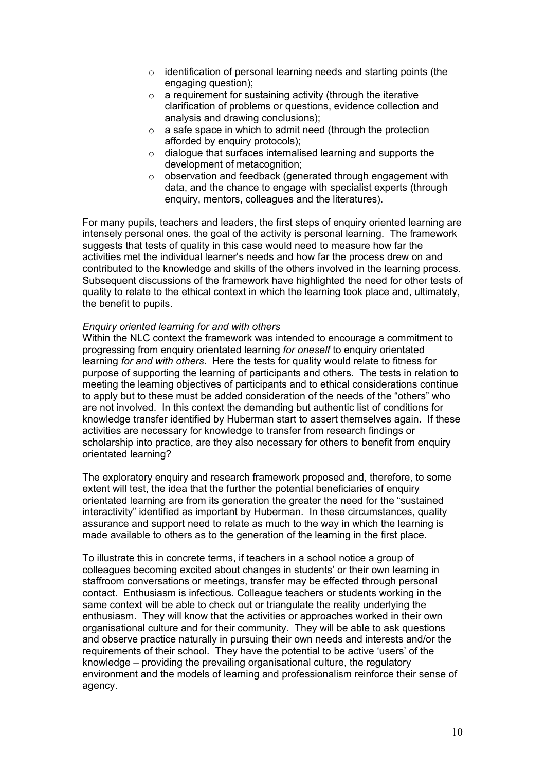- identification of personal learning needs and starting points (the engaging question);
- a requirement for sustaining activity (through the iterative clarification of problems or questions, evidence collection and analysis and drawing conclusions);
- a safe space in which to admit need (through the protection afforded by enquiry protocols);
- dialogue that surfaces internalised learning and supports the development of metacognition;
- observation and feedback (generated through engagement with data, and the chance to engage with specialist experts (through enquiry, mentors, colleagues and the literatures).

For many pupils, teachers and leaders, the first steps of enquiry oriented learning are intensely personal ones. the goal of the activity is personal learning. The framework suggests that tests of quality in this case would need to measure how far the activities met the individual learner's needs and how far the process drew on and contributed to the knowledge and skills of the others involved in the learning process. Subsequent discussions of the framework have highlighted the need for other tests of quality to relate to the ethical context in which the learning took place and, ultimately, the benefit to pupils.

*Enquiry oriented learning for and with others*

Within the NLC context the framework was intended to encourage a commitment to progressing from enquiry orientated learning *for oneself* to enquiry orientated learning *for and with others*. Here the tests for quality would relate to fitness for purpose of supporting the learning of participants and others. The tests in relation to meeting the learning objectives of participants and to ethical considerations continue to apply but to these must be added consideration of the needs of the "others" who are not involved. In this context the demanding but authentic list of conditions for knowledge transfer identified by Huberman start to assert themselves again. If these activities are necessary for knowledge to transfer from research findings or scholarship into practice, are they also necessary for others to benefit from enquiry orientated learning?

The exploratory enquiry and research framework proposed and, therefore, to some extent will test, the idea that the further the potential beneficiaries of enquiry orientated learning are from its generation the greater the need for the "sustained interactivity" identified as important by Huberman. In these circumstances, quality assurance and support need to relate as much to the way in which the learning is made available to others as to the generation of the learning in the first place.

To illustrate this in concrete terms, if teachers in a school notice a group of colleagues becoming excited about changes in students' or their own learning in staffroom conversations or meetings, transfer may be effected through personal contact. Enthusiasm is infectious. Colleague teachers or students working in the same context will be able to check out or triangulate the reality underlying the enthusiasm. They will know that the activities or approaches worked in their own organisational culture and for their community. They will be able to ask questions and observe practice naturally in pursuing their own needs and interests and/or the requirements of their school. They have the potential to be active 'users' of the knowledge – providing the prevailing organisational culture, the regulatory environment and the models of learning and professionalism reinforce their sense of agency.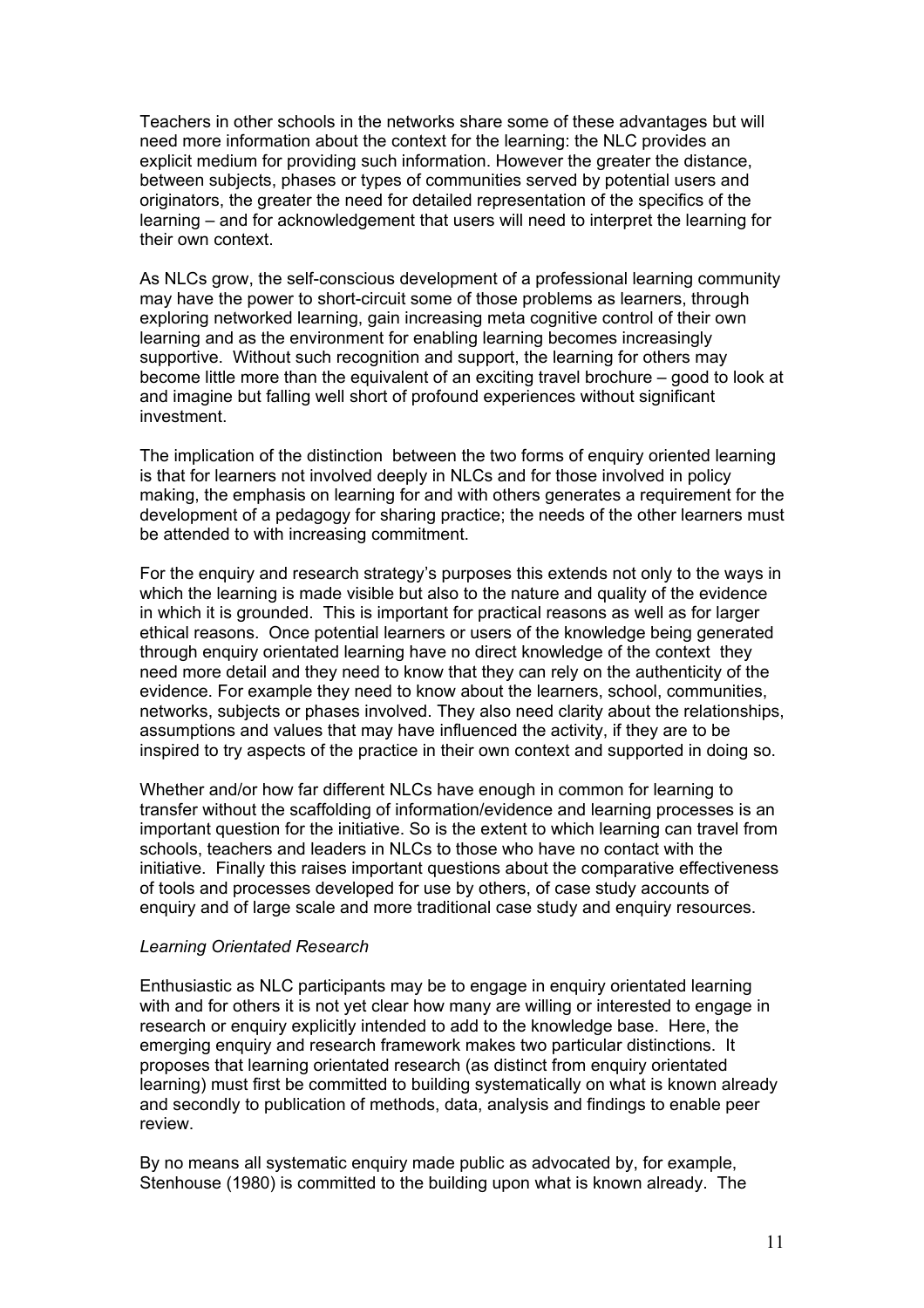Teachers in other schools in the networks share some of these advantages but will need more information about the context for the learning: the NLC provides an explicit medium for providing such information. However the greater the distance, between subjects, phases or types of communities served by potential users and originators, the greater the need for detailed representation of the specifics of the learning – and for acknowledgement that users will need to interpret the learning for their own context.

As NLCs grow, the self-conscious development of a professional learning community may have the power to short-circuit some of those problems as learners, through exploring networked learning, gain increasing meta cognitive control of their own learning and as the environment for enabling learning becomes increasingly supportive. Without such recognition and support, the learning for others may become little more than the equivalent of an exciting travel brochure – good to look at and imagine but falling well short of profound experiences without significant investment.

The implication of the distinction between the two forms of enquiry oriented learning is that for learners not involved deeply in NLCs and for those involved in policy making, the emphasis on learning for and with others generates a requirement for the development of a pedagogy for sharing practice; the needs of the other learners must be attended to with increasing commitment.

For the enquiry and research strategy's purposes this extends not only to the ways in which the learning is made visible but also to the nature and quality of the evidence in which it is grounded. This is important for practical reasons as well as for larger ethical reasons. Once potential learners or users of the knowledge being generated through enquiry orientated learning have no direct knowledge of the context they need more detail and they need to know that they can rely on the authenticity of the evidence. For example they need to know about the learners, school, communities, networks, subjects or phases involved. They also need clarity about the relationships, assumptions and values that may have influenced the activity, if they are to be inspired to try aspects of the practice in their own context and supported in doing so.

Whether and/or how far different NLCs have enough in common for learning to transfer without the scaffolding of information/evidence and learning processes is an important question for the initiative. So is the extent to which learning can travel from schools, teachers and leaders in NLCs to those who have no contact with the initiative. Finally this raises important questions about the comparative effectiveness of tools and processes developed for use by others, of case study accounts of enquiry and of large scale and more traditional case study and enquiry resources.

*Learning Orientated Research*

Enthusiastic as NLC participants may be to engage in enquiry orientated learning with and for others it is not yet clear how many are willing or interested to engage in research or enquiry explicitly intended to add to the knowledge base. Here, the emerging enquiry and research framework makes two particular distinctions. It proposes that learning orientated research (as distinct from enquiry orientated learning) must first be committed to building systematically on what is known already and secondly to publication of methods, data, analysis and findings to enable peer review.

By no means all systematic enquiry made public as advocated by, for example, Stenhouse (1980) is committed to the building upon what is known already. The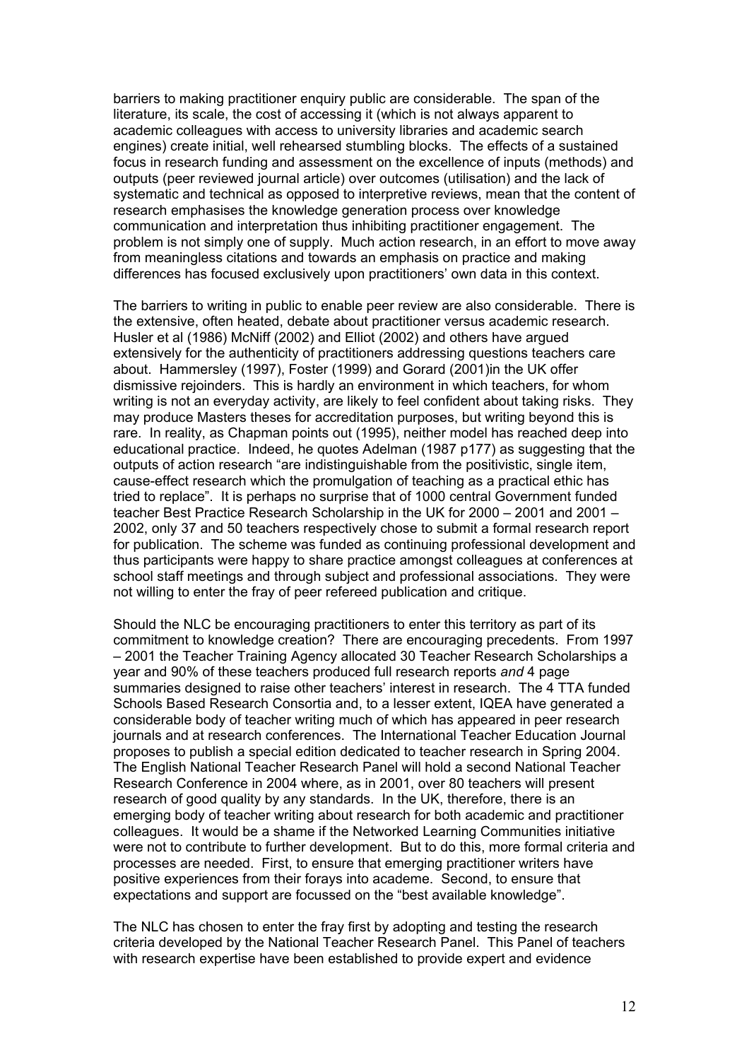barriers to making practitioner enquiry public are considerable. The span of the literature, its scale, the cost of accessing it (which is not always apparent to academic colleagues with access to university libraries and academic search engines) create initial, well rehearsed stumbling blocks. The effects of a sustained focus in research funding and assessment on the excellence of inputs (methods) and outputs (peer reviewed journal article) over outcomes (utilisation) and the lack of systematic and technical as opposed to interpretive reviews, mean that the content of research emphasises the knowledge generation process over knowledge communication and interpretation thus inhibiting practitioner engagement. The problem is not simply one of supply. Much action research, in an effort to move away from meaningless citations and towards an emphasis on practice and making differences has focused exclusively upon practitioners' own data in this context.

The barriers to writing in public to enable peer review are also considerable. There is the extensive, often heated, debate about practitioner versus academic research. Husler et al (1986) McNiff (2002) and Elliot (2002) and others have argued extensively for the authenticity of practitioners addressing questions teachers care about. Hammersley (1997), Foster (1999) and Gorard (2001)in the UK offer dismissive rejoinders. This is hardly an environment in which teachers, for whom writing is not an everyday activity, are likely to feel confident about taking risks. They may produce Masters theses for accreditation purposes, but writing beyond this is rare. In reality, as Chapman points out (1995), neither model has reached deep into educational practice. Indeed, he quotes Adelman (1987 p177) as suggesting that the outputs of action research "are indistinguishable from the positivistic, single item, cause-effect research which the promulgation of teaching as a practical ethic has tried to replace". It is perhaps no surprise that of 1000 central Government funded teacher Best Practice Research Scholarship in the UK for 2000 – 2001 and 2001 – 2002, only 37 and 50 teachers respectively chose to submit a formal research report for publication. The scheme was funded as continuing professional development and thus participants were happy to share practice amongst colleagues at conferences at school staff meetings and through subject and professional associations. They were not willing to enter the fray of peer refereed publication and critique.

Should the NLC be encouraging practitioners to enter this territory as part of its commitment to knowledge creation? There are encouraging precedents. From 1997 – 2001 the Teacher Training Agency allocated 30 Teacher Research Scholarships a year and 90% of these teachers produced full research reports *and* 4 page summaries designed to raise other teachers' interest in research. The 4 TTA funded Schools Based Research Consortia and, to a lesser extent, IQEA have generated a considerable body of teacher writing much of which has appeared in peer research journals and at research conferences. The International Teacher Education Journal proposes to publish a special edition dedicated to teacher research in Spring 2004. The English National Teacher Research Panel will hold a second National Teacher Research Conference in 2004 where, as in 2001, over 80 teachers will present research of good quality by any standards. In the UK, therefore, there is an emerging body of teacher writing about research for both academic and practitioner colleagues. It would be a shame if the Networked Learning Communities initiative were not to contribute to further development. But to do this, more formal criteria and processes are needed. First, to ensure that emerging practitioner writers have positive experiences from their forays into academe. Second, to ensure that expectations and support are focussed on the "best available knowledge".

The NLC has chosen to enter the fray first by adopting and testing the research criteria developed by the National Teacher Research Panel. This Panel of teachers with research expertise have been established to provide expert and evidence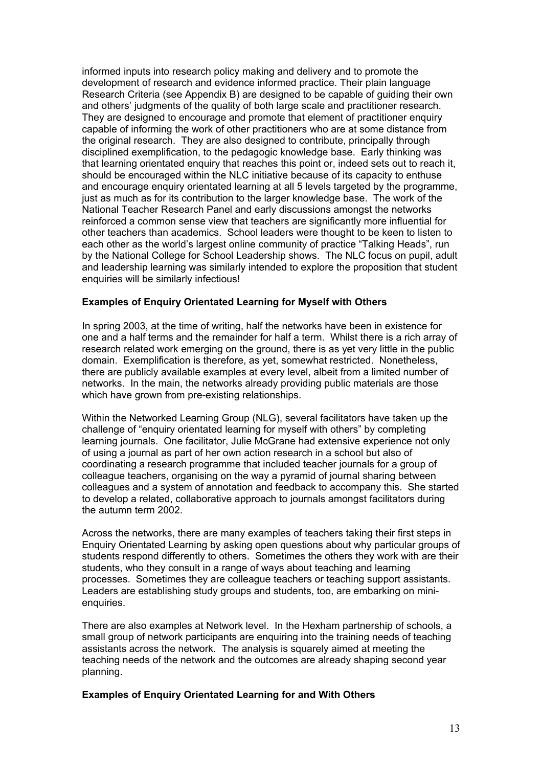informed inputs into research policy making and delivery and to promote the development of research and evidence informed practice. Their plain language Research Criteria (see Appendix B) are designed to be capable of guiding their own and others' judgments of the quality of both large scale and practitioner research. They are designed to encourage and promote that element of practitioner enquiry capable of informing the work of other practitioners who are at some distance from the original research. They are also designed to contribute, principally through disciplined exemplification, to the pedagogic knowledge base. Early thinking was that learning orientated enquiry that reaches this point or, indeed sets out to reach it, should be encouraged within the NLC initiative because of its capacity to enthuse and encourage enquiry orientated learning at all 5 levels targeted by the programme, just as much as for its contribution to the larger knowledge base. The work of the National Teacher Research Panel and early discussions amongst the networks reinforced a common sense view that teachers are significantly more influential for other teachers than academics. School leaders were thought to be keen to listen to each other as the world's largest online community of practice "Talking Heads", run by the National College for School Leadership shows. The NLC focus on pupil, adult and leadership learning was similarly intended to explore the proposition that student enquiries will be similarly infectious!

**Examples of Enquiry Orientated Learning for Myself with Others**

In spring 2003, at the time of writing, half the networks have been in existence for one and a half terms and the remainder for half a term. Whilst there is a rich array of research related work emerging on the ground, there is as yet very little in the public domain. Exemplification is therefore, as yet, somewhat restricted. Nonetheless, there are publicly available examples at every level, albeit from a limited number of networks. In the main, the networks already providing public materials are those which have grown from pre-existing relationships.

Within the Networked Learning Group (NLG), several facilitators have taken up the challenge of "enquiry orientated learning for myself with others" by completing learning journals. One facilitator, Julie McGrane had extensive experience not only of using a journal as part of her own action research in a school but also of coordinating a research programme that included teacher journals for a group of colleague teachers, organising on the way a pyramid of journal sharing between colleagues and a system of annotation and feedback to accompany this. She started to develop a related, collaborative approach to journals amongst facilitators during the autumn term 2002.

Across the networks, there are many examples of teachers taking their first steps in Enquiry Orientated Learning by asking open questions about why particular groups of students respond differently to others. Sometimes the others they work with are their students, who they consult in a range of ways about teaching and learning processes. Sometimes they are colleague teachers or teaching support assistants. Leaders are establishing study groups and students, too, are embarking on mini-enquiries.

There are also examples at Network level. In the Hexham partnership of schools, a small group of network participants are enquiring into the training needs of teaching assistants across the network. The analysis is squarely aimed at meeting the teaching needs of the network and the outcomes are already shaping second year planning.

**Examples of Enquiry Orientated Learning for and With Others**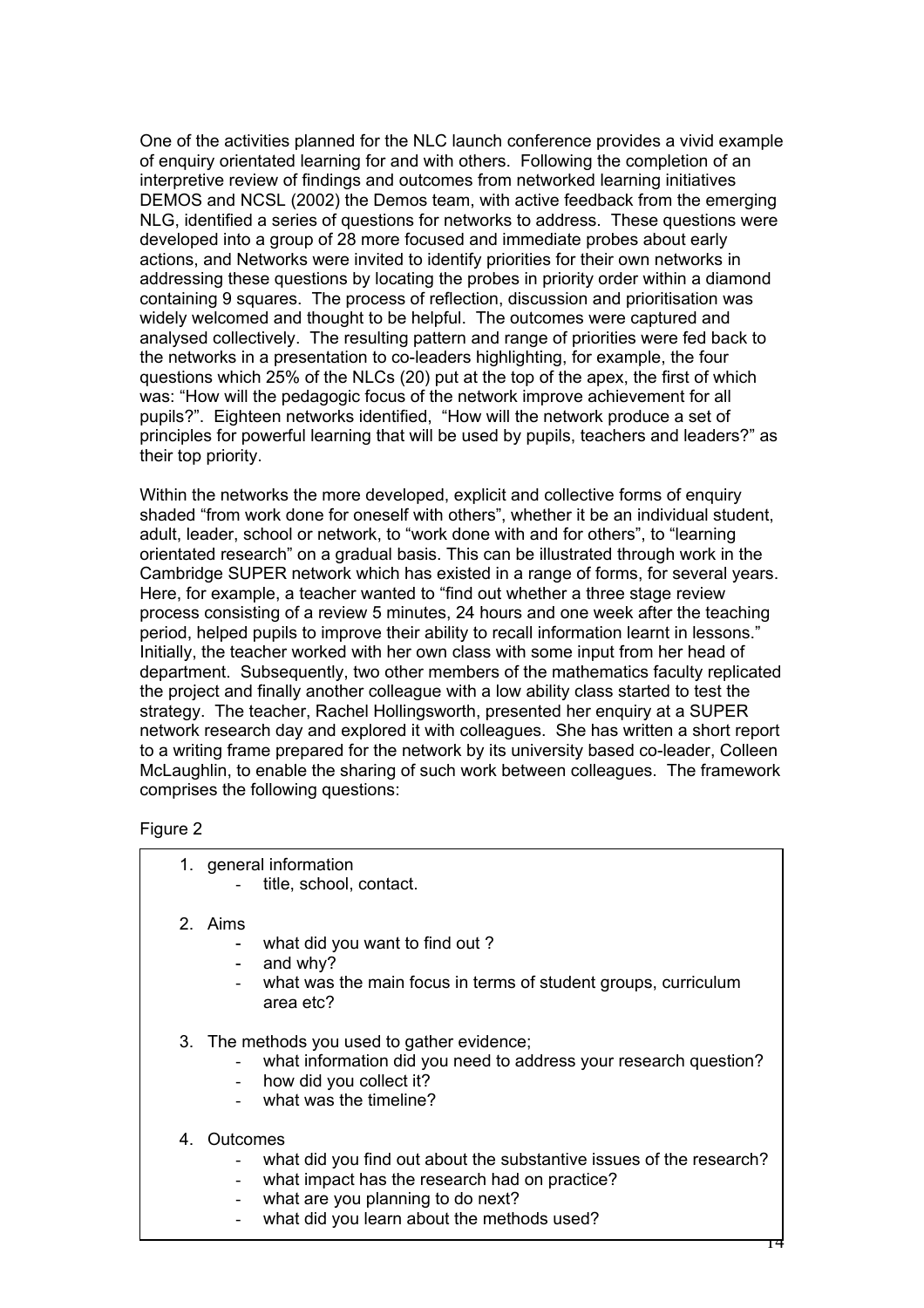One of the activities planned for the NLC launch conference provides a vivid example of enquiry orientated learning for and with others. Following the completion of an interpretive review of findings and outcomes from networked learning initiatives DEMOS and NCSL (2002) the Demos team, with active feedback from the emerging NLG, identified a series of questions for networks to address. These questions were developed into a group of 28 more focused and immediate probes about early actions, and Networks were invited to identify priorities for their own networks in addressing these questions by locating the probes in priority order within a diamond containing 9 squares. The process of reflection, discussion and prioritisation was widely welcomed and thought to be helpful. The outcomes were captured and analysed collectively. The resulting pattern and range of priorities were fed back to the networks in a presentation to co-leaders highlighting, for example, the four questions which 25% of the NLCs (20) put at the top of the apex, the first of which was: "How will the pedagogic focus of the network improve achievement for all pupils?". Eighteen networks identified, "How will the network produce a set of principles for powerful learning that will be used by pupils, teachers and leaders?" as their top priority.

Within the networks the more developed, explicit and collective forms of enquiry shaded "from work done for oneself with others", whether it be an individual student, adult, leader, school or network, to "work done with and for others", to "learning orientated research" on a gradual basis. This can be illustrated through work in the Cambridge SUPER network which has existed in a range of forms, for several years. Here, for example, a teacher wanted to "find out whether a three stage review process consisting of a review 5 minutes, 24 hours and one week after the teaching period, helped pupils to improve their ability to recall information learnt in lessons." Initially, the teacher worked with her own class with some input from her head of department. Subsequently, two other members of the mathematics faculty replicated the project and finally another colleague with a low ability class started to test the strategy. The teacher, Rachel Hollingsworth, presented her enquiry at a SUPER network research day and explored it with colleagues. She has written a short report to a writing frame prepared for the network by its university based co-leader, Colleen McLaughlin, to enable the sharing of such work between colleagues. The framework comprises the following questions:

Figure 2

1. general information
   - title, school, contact.

2. Aims
   - what did you want to find out ?
   - and why?
   - what was the main focus in terms of student groups, curriculum area etc?

3. The methods you used to gather evidence;
   - what information did you need to address your research question?
   - how did you collect it?
   - what was the timeline?

4. Outcomes
   - what did you find out about the substantive issues of the research?
   - what impact has the research had on practice?
   - what are you planning to do next?
   - what did you learn about the methods used?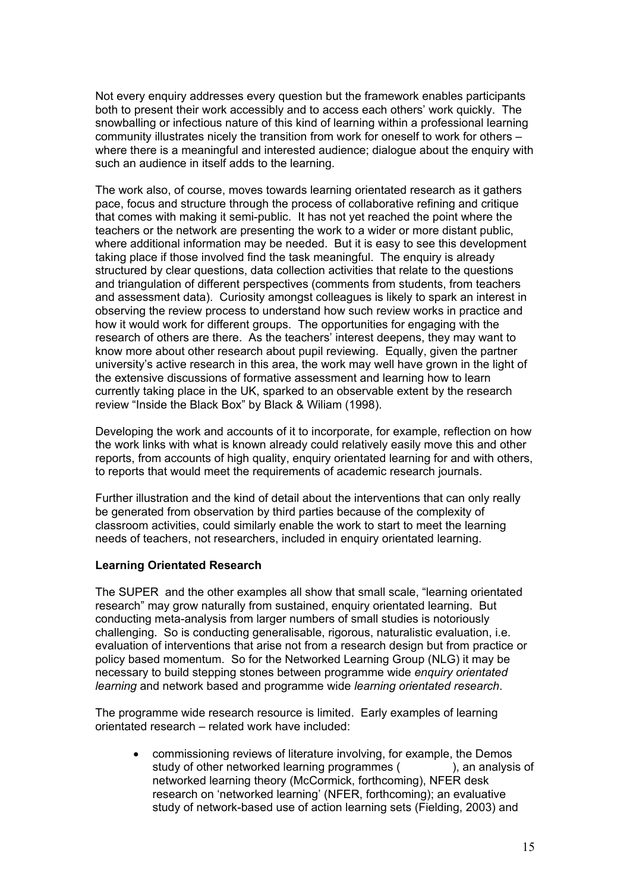Not every enquiry addresses every question but the framework enables participants both to present their work accessibly and to access each others' work quickly. The snowballing or infectious nature of this kind of learning within a professional learning community illustrates nicely the transition from work for oneself to work for others – where there is a meaningful and interested audience; dialogue about the enquiry with such an audience in itself adds to the learning.

The work also, of course, moves towards learning orientated research as it gathers pace, focus and structure through the process of collaborative refining and critique that comes with making it semi-public. It has not yet reached the point where the teachers or the network are presenting the work to a wider or more distant public, where additional information may be needed. But it is easy to see this development taking place if those involved find the task meaningful. The enquiry is already structured by clear questions, data collection activities that relate to the questions and triangulation of different perspectives (comments from students, from teachers and assessment data). Curiosity amongst colleagues is likely to spark an interest in observing the review process to understand how such review works in practice and how it would work for different groups. The opportunities for engaging with the research of others are there. As the teachers' interest deepens, they may want to know more about other research about pupil reviewing. Equally, given the partner university's active research in this area, the work may well have grown in the light of the extensive discussions of formative assessment and learning how to learn currently taking place in the UK, sparked to an observable extent by the research review "Inside the Black Box" by Black & Wiliam (1998).

Developing the work and accounts of it to incorporate, for example, reflection on how the work links with what is known already could relatively easily move this and other reports, from accounts of high quality, enquiry orientated learning for and with others, to reports that would meet the requirements of academic research journals.

Further illustration and the kind of detail about the interventions that can only really be generated from observation by third parties because of the complexity of classroom activities, could similarly enable the work to start to meet the learning needs of teachers, not researchers, included in enquiry orientated learning.

**Learning Orientated Research**

The SUPER and the other examples all show that small scale, "learning orientated research" may grow naturally from sustained, enquiry orientated learning. But conducting meta-analysis from larger numbers of small studies is notoriously challenging. So is conducting generalisable, rigorous, naturalistic evaluation, i.e. evaluation of interventions that arise not from a research design but from practice or policy based momentum. So for the Networked Learning Group (NLG) it may be necessary to build stepping stones between programme wide *enquiry orientated learning* and network based and programme wide *learning orientated research*.

The programme wide research resource is limited. Early examples of learning orientated research – related work have included:

- commissioning reviews of literature involving, for example, the Demos study of other networked learning programmes ( ), an analysis of networked learning theory (McCormick, forthcoming), NFER desk research on 'networked learning' (NFER, forthcoming); an evaluative study of network-based use of action learning sets (Fielding, 2003) and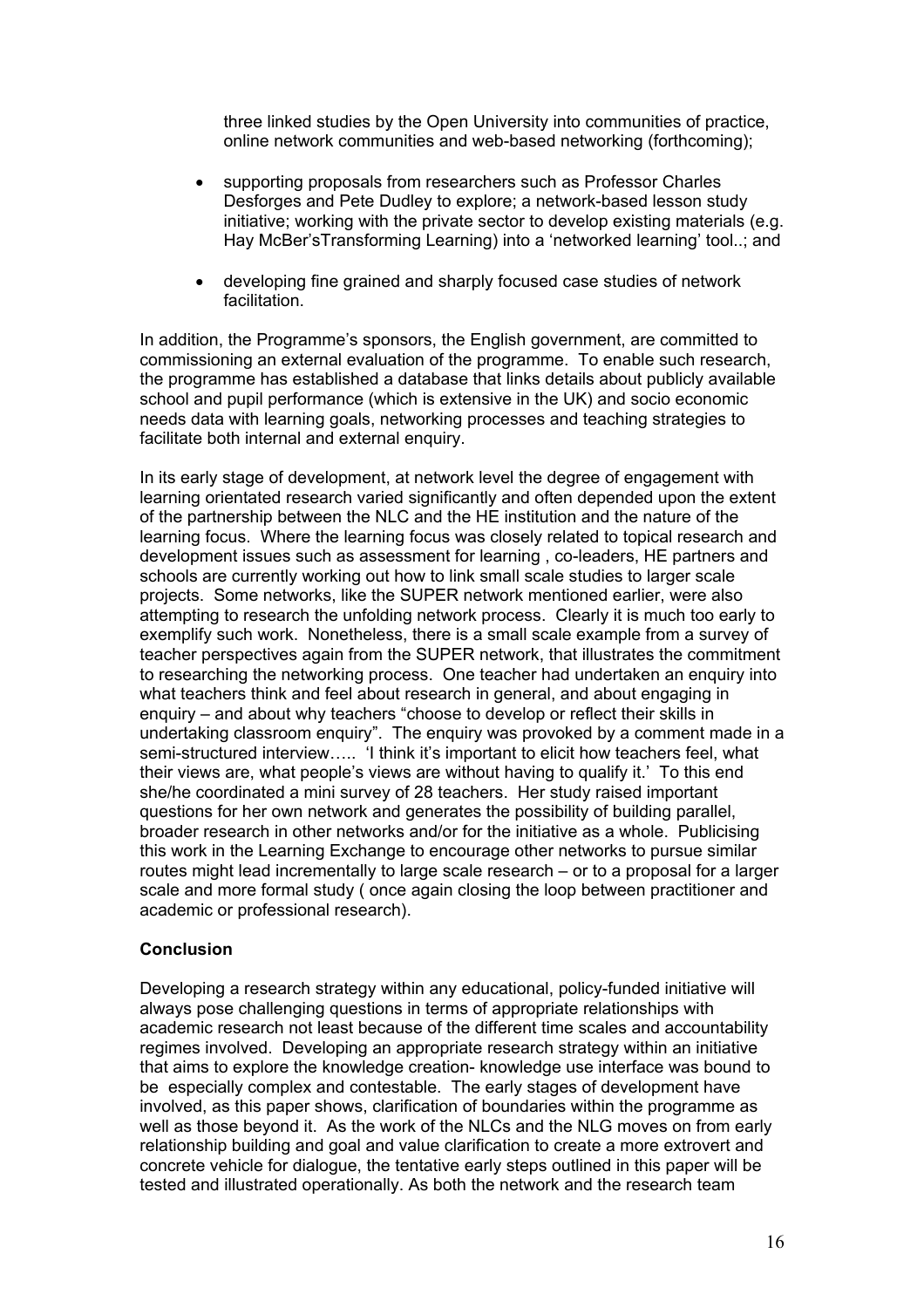three linked studies by the Open University into communities of practice, online network communities and web-based networking (forthcoming);

- supporting proposals from researchers such as Professor Charles Desforges and Pete Dudley to explore; a network-based lesson study initiative; working with the private sector to develop existing materials (e.g. Hay McBer'sTransforming Learning) into a 'networked learning' tool..; and

- developing fine grained and sharply focused case studies of network facilitation.

In addition, the Programme's sponsors, the English government, are committed to commissioning an external evaluation of the programme. To enable such research, the programme has established a database that links details about publicly available school and pupil performance (which is extensive in the UK) and socio economic needs data with learning goals, networking processes and teaching strategies to facilitate both internal and external enquiry.

In its early stage of development, at network level the degree of engagement with learning orientated research varied significantly and often depended upon the extent of the partnership between the NLC and the HE institution and the nature of the learning focus. Where the learning focus was closely related to topical research and development issues such as assessment for learning , co-leaders, HE partners and schools are currently working out how to link small scale studies to larger scale projects. Some networks, like the SUPER network mentioned earlier, were also attempting to research the unfolding network process. Clearly it is much too early to exemplify such work. Nonetheless, there is a small scale example from a survey of teacher perspectives again from the SUPER network, that illustrates the commitment to researching the networking process. One teacher had undertaken an enquiry into what teachers think and feel about research in general, and about engaging in enquiry – and about why teachers "choose to develop or reflect their skills in undertaking classroom enquiry". The enquiry was provoked by a comment made in a semi-structured interview….. 'I think it's important to elicit how teachers feel, what their views are, what people's views are without having to qualify it.' To this end she/he coordinated a mini survey of 28 teachers. Her study raised important questions for her own network and generates the possibility of building parallel, broader research in other networks and/or for the initiative as a whole. Publicising this work in the Learning Exchange to encourage other networks to pursue similar routes might lead incrementally to large scale research – or to a proposal for a larger scale and more formal study ( once again closing the loop between practitioner and academic or professional research).

**Conclusion**

Developing a research strategy within any educational, policy-funded initiative will always pose challenging questions in terms of appropriate relationships with academic research not least because of the different time scales and accountability regimes involved. Developing an appropriate research strategy within an initiative that aims to explore the knowledge creation- knowledge use interface was bound to be especially complex and contestable. The early stages of development have involved, as this paper shows, clarification of boundaries within the programme as well as those beyond it. As the work of the NLCs and the NLG moves on from early relationship building and goal and value clarification to create a more extrovert and concrete vehicle for dialogue, the tentative early steps outlined in this paper will be tested and illustrated operationally. As both the network and the research team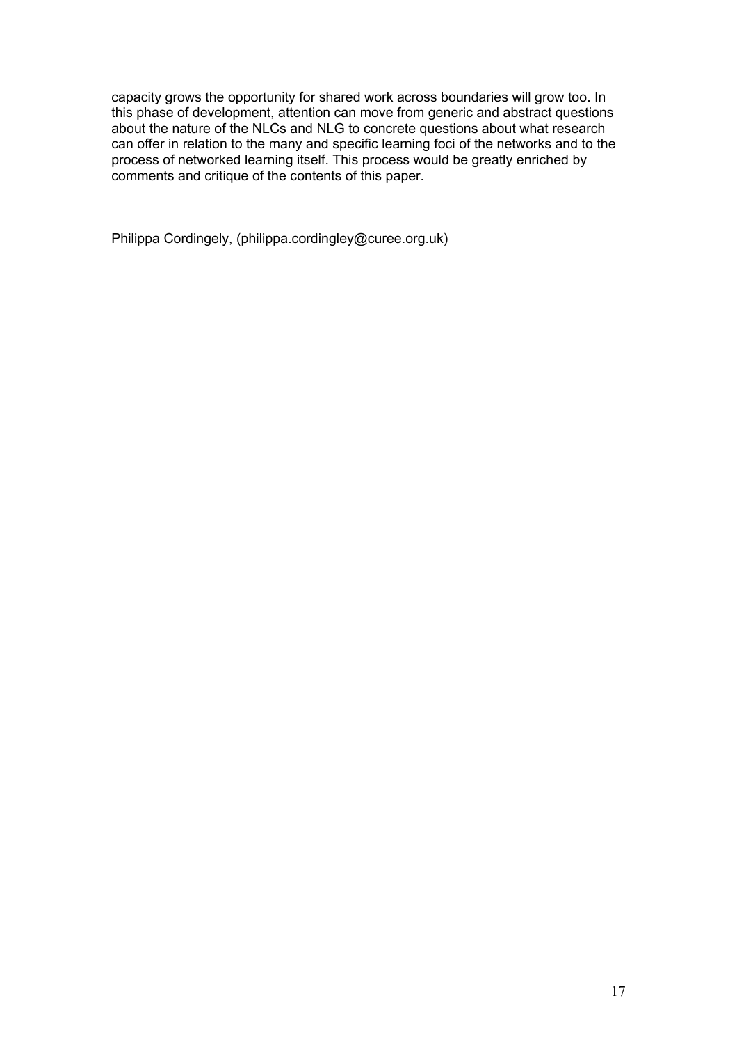capacity grows the opportunity for shared work across boundaries will grow too. In this phase of development, attention can move from generic and abstract questions about the nature of the NLCs and NLG to concrete questions about what research can offer in relation to the many and specific learning foci of the networks and to the process of networked learning itself. This process would be greatly enriched by comments and critique of the contents of this paper.

Philippa Cordingely, (philippa.cordingley@curee.org.uk)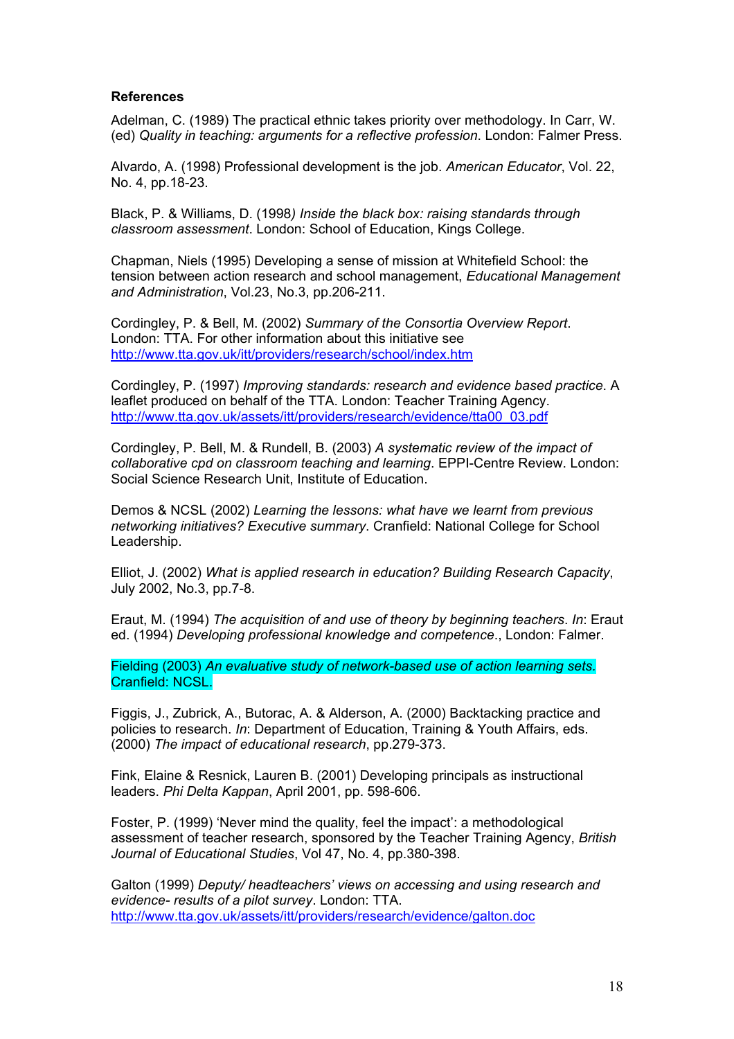**References**

Adelman, C. (1989) The practical ethnic takes priority over methodology. In Carr, W. (ed) *Quality in teaching: arguments for a reflective profession*. London: Falmer Press.

Alvardo, A. (1998) Professional development is the job. *American Educator*, Vol. 22, No. 4, pp.18-23.

Black, P. & Williams, D. (1998*) Inside the black box: raising standards through classroom assessment*. London: School of Education, Kings College.

Chapman, Niels (1995) Developing a sense of mission at Whitefield School: the tension between action research and school management, *Educational Management and Administration*, Vol.23, No.3, pp.206-211.

Cordingley, P. & Bell, M. (2002) *Summary of the Consortia Overview Report*. London: TTA. For other information about this initiative see http://www.tta.gov.uk/itt/providers/research/school/index.htm

Cordingley, P. (1997) *Improving standards: research and evidence based practice*. A leaflet produced on behalf of the TTA. London: Teacher Training Agency. http://www.tta.gov.uk/assets/itt/providers/research/evidence/tta00_03.pdf

Cordingley, P. Bell, M. & Rundell, B. (2003) *A systematic review of the impact of collaborative cpd on classroom teaching and learning*. EPPI-Centre Review. London: Social Science Research Unit, Institute of Education.

Demos & NCSL (2002) *Learning the lessons: what have we learnt from previous networking initiatives? Executive summary*. Cranfield: National College for School Leadership.

Elliot, J. (2002) *What is applied research in education? Building Research Capacity*, July 2002, No.3, pp.7-8.

Eraut, M. (1994) *The acquisition of and use of theory by beginning teachers*. *In*: Eraut ed. (1994) *Developing professional knowledge and competence*., London: Falmer.

Fielding (2003) *An evaluative study of network-based use of action learning sets.* Cranfield: NCSL.

Figgis, J., Zubrick, A., Butorac, A. & Alderson, A. (2000) Backtacking practice and policies to research. *In*: Department of Education, Training & Youth Affairs, eds. (2000) *The impact of educational research*, pp.279-373.

Fink, Elaine & Resnick, Lauren B. (2001) Developing principals as instructional leaders. *Phi Delta Kappan*, April 2001, pp. 598-606.

Foster, P. (1999) 'Never mind the quality, feel the impact': a methodological assessment of teacher research, sponsored by the Teacher Training Agency, *British Journal of Educational Studies*, Vol 47, No. 4, pp.380-398.

Galton (1999) *Deputy/ headteachers' views on accessing and using research and evidence- results of a pilot survey*. London: TTA. http://www.tta.gov.uk/assets/itt/providers/research/evidence/galton.doc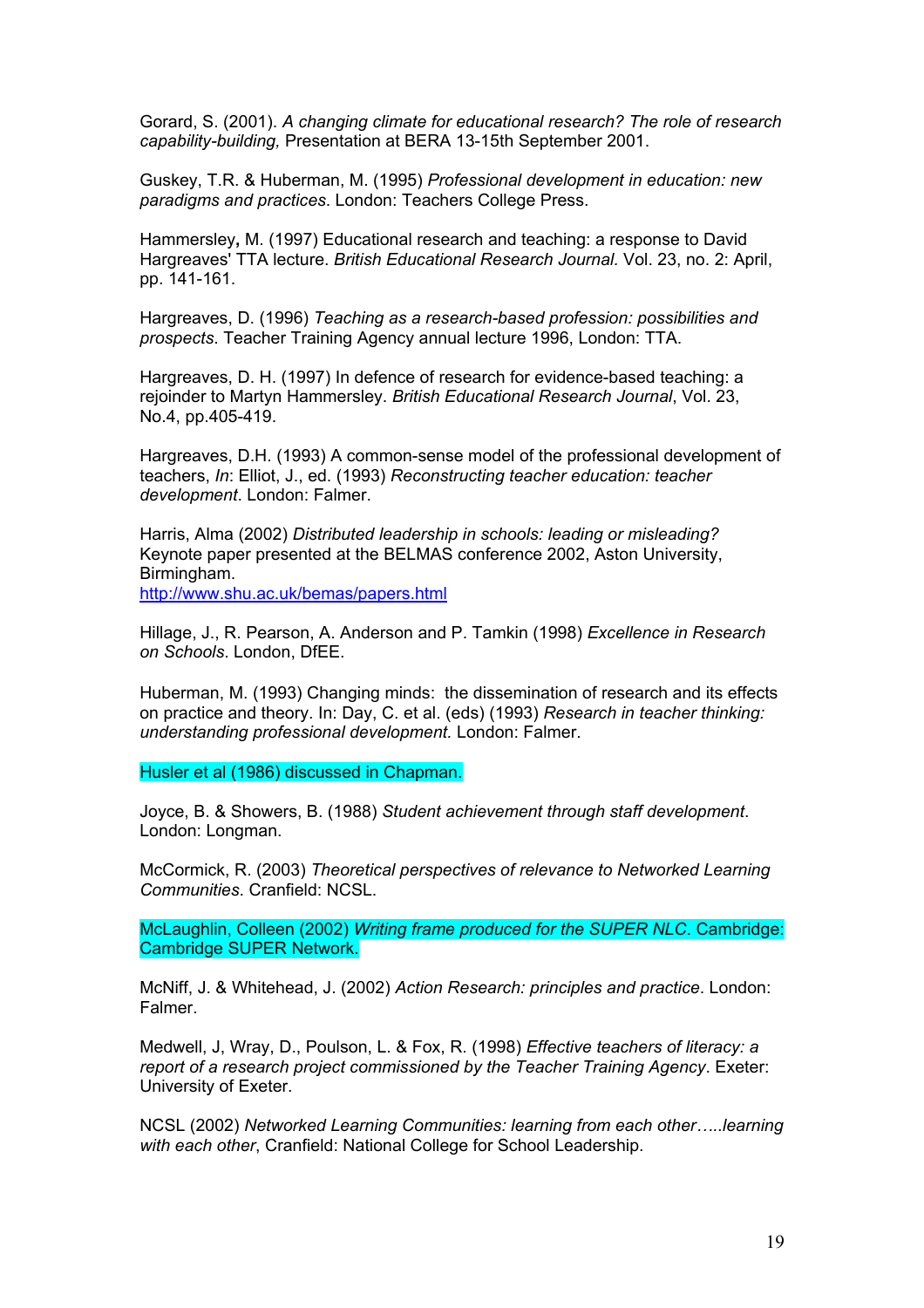Gorard, S. (2001). *A changing climate for educational research? The role of research capability-building,* Presentation at BERA 13-15th September 2001.

Guskey, T.R. & Huberman, M. (1995) *Professional development in education: new paradigms and practices*. London: Teachers College Press.

Hammersley**,** M. (1997) Educational research and teaching: a response to David Hargreaves' TTA lecture. *British Educational Research Journal.* Vol. 23, no. 2: April, pp. 141-161.

Hargreaves, D. (1996) *Teaching as a research-based profession: possibilities and prospects*. Teacher Training Agency annual lecture 1996, London: TTA.

Hargreaves, D. H. (1997) In defence of research for evidence-based teaching: a rejoinder to Martyn Hammersley. *British Educational Research Journal*, Vol. 23, No.4, pp.405-419.

Hargreaves, D.H. (1993) A common-sense model of the professional development of teachers, *In*: Elliot, J., ed. (1993) *Reconstructing teacher education: teacher development*. London: Falmer.

Harris, Alma (2002) *Distributed leadership in schools: leading or misleading?* Keynote paper presented at the BELMAS conference 2002, Aston University, Birmingham.
http://www.shu.ac.uk/bemas/papers.html

Hillage, J., R. Pearson, A. Anderson and P. Tamkin (1998) *Excellence in Research on Schools*. London, DfEE.

Huberman, M. (1993) Changing minds: the dissemination of research and its effects on practice and theory. In: Day, C. et al. (eds) (1993) *Research in teacher thinking: understanding professional development.* London: Falmer.

Husler et al (1986) discussed in Chapman.

Joyce, B. & Showers, B. (1988) *Student achievement through staff development*. London: Longman.

McCormick, R. (2003) *Theoretical perspectives of relevance to Networked Learning Communities*. Cranfield: NCSL.

McLaughlin, Colleen (2002) *Writing frame produced for the SUPER NLC*. Cambridge: Cambridge SUPER Network.

McNiff, J. & Whitehead, J. (2002) *Action Research: principles and practice*. London: Falmer.

Medwell, J, Wray, D., Poulson, L. & Fox, R. (1998) *Effective teachers of literacy: a report of a research project commissioned by the Teacher Training Agency*. Exeter: University of Exeter.

NCSL (2002) *Networked Learning Communities: learning from each other…..learning with each other*, Cranfield: National College for School Leadership.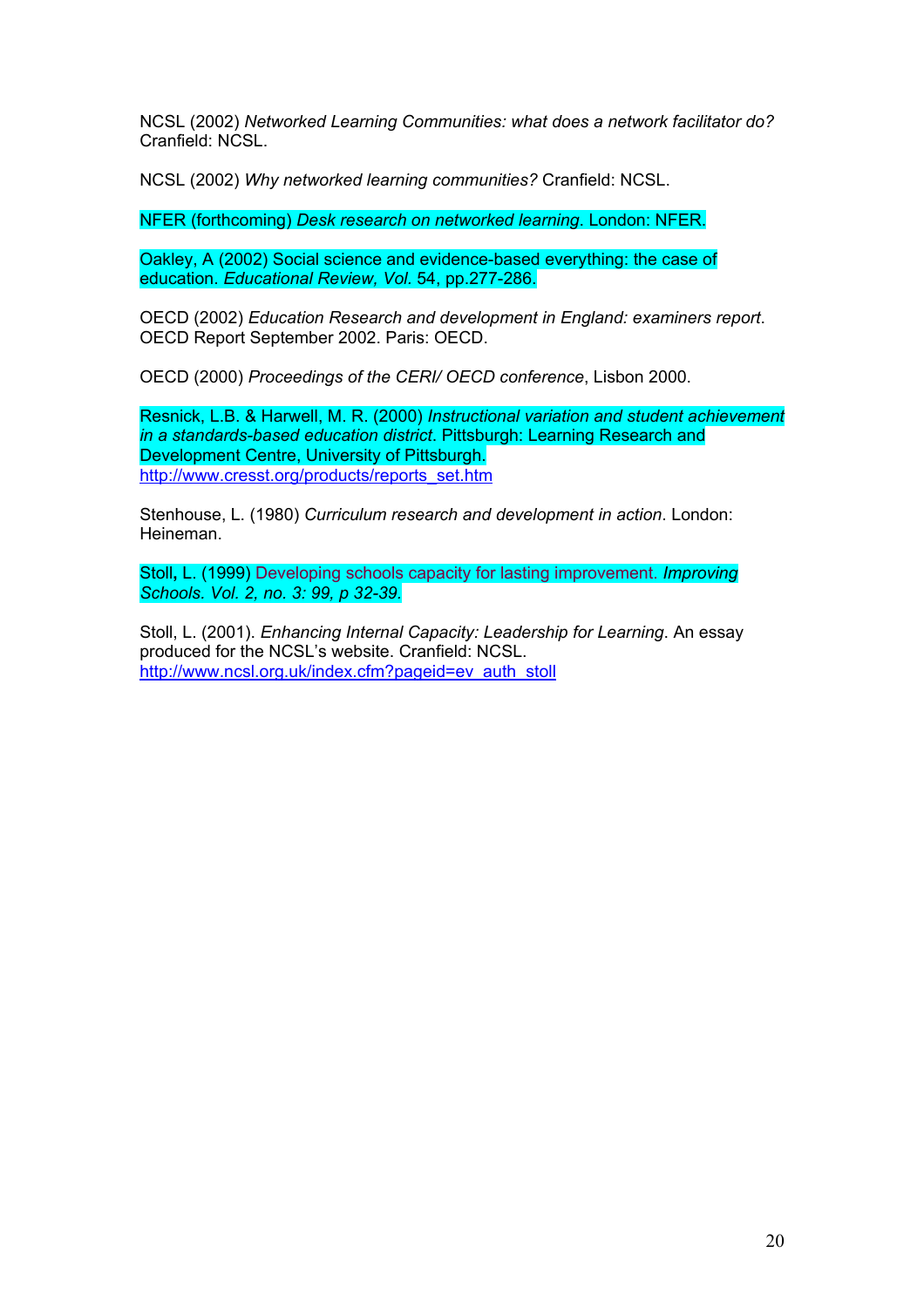NCSL (2002) *Networked Learning Communities: what does a network facilitator do?* Cranfield: NCSL.

NCSL (2002) *Why networked learning communities?* Cranfield: NCSL.

NFER (forthcoming) *Desk research on networked learning*. London: NFER.

Oakley, A (2002) Social science and evidence-based everything: the case of education. *Educational Review, Vol.* 54, pp.277-286.

OECD (2002) *Education Research and development in England: examiners report*. OECD Report September 2002. Paris: OECD.

OECD (2000) *Proceedings of the CERI/ OECD conference*, Lisbon 2000.

Resnick, L.B. & Harwell, M. R. (2000) *Instructional variation and student achievement in a standards-based education district*. Pittsburgh: Learning Research and Development Centre, University of Pittsburgh. http://www.cresst.org/products/reports_set.htm

Stenhouse, L. (1980) *Curriculum research and development in action*. London: Heineman.

Stoll, L. (1999) Developing schools capacity for lasting improvement. *Improving Schools. Vol. 2, no. 3: 99, p 32-39.*

Stoll, L. (2001). *Enhancing Internal Capacity: Leadership for Learning*. An essay produced for the NCSL's website. Cranfield: NCSL. http://www.ncsl.org.uk/index.cfm?pageid=ev_auth_stoll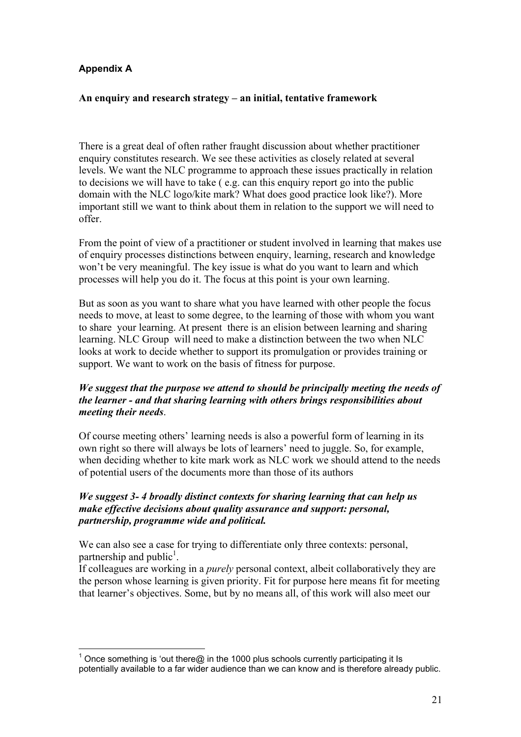**Appendix A**

**An enquiry and research strategy – an initial, tentative framework**

There is a great deal of often rather fraught discussion about whether practitioner enquiry constitutes research. We see these activities as closely related at several levels. We want the NLC programme to approach these issues practically in relation to decisions we will have to take ( e.g. can this enquiry report go into the public domain with the NLC logo/kite mark? What does good practice look like?). More important still we want to think about them in relation to the support we will need to offer.

From the point of view of a practitioner or student involved in learning that makes use of enquiry processes distinctions between enquiry, learning, research and knowledge won't be very meaningful. The key issue is what do you want to learn and which processes will help you do it. The focus at this point is your own learning.

But as soon as you want to share what you have learned with other people the focus needs to move, at least to some degree, to the learning of those with whom you want to share your learning. At present there is an elision between learning and sharing learning. NLC Group will need to make a distinction between the two when NLC looks at work to decide whether to support its promulgation or provides training or support. We want to work on the basis of fitness for purpose.

***We suggest that the purpose we attend to should be principally meeting the needs of the learner - and that sharing learning with others brings responsibilities about meeting their needs*.**

Of course meeting others' learning needs is also a powerful form of learning in its own right so there will always be lots of learners' need to juggle. So, for example, when deciding whether to kite mark work as NLC work we should attend to the needs of potential users of the documents more than those of its authors

***We suggest 3- 4 broadly distinct contexts for sharing learning that can help us make effective decisions about quality assurance and support: personal, partnership, programme wide and political.***

We can also see a case for trying to differentiate only three contexts: personal, partnership and public[1].

If colleagues are working in a *purely* personal context, albeit collaboratively they are the person whose learning is given priority. Fit for purpose here means fit for meeting that learner's objectives. Some, but by no means all, of this work will also meet our

[1] Once something is 'out there@ in the 1000 plus schools currently participating it Is potentially available to a far wider audience than we can know and is therefore already public.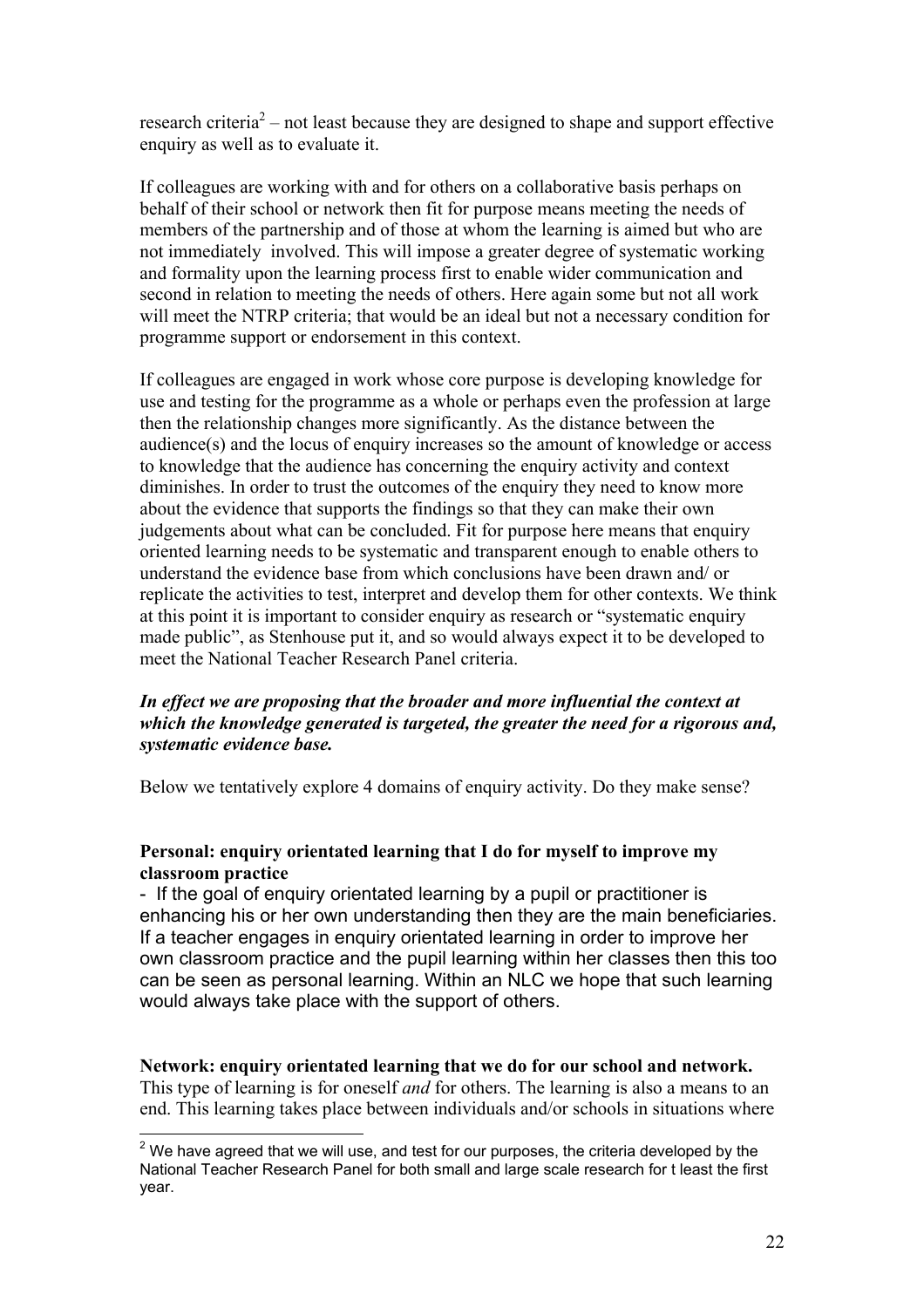research criteria[2] – not least because they are designed to shape and support effective enquiry as well as to evaluate it.

If colleagues are working with and for others on a collaborative basis perhaps on behalf of their school or network then fit for purpose means meeting the needs of members of the partnership and of those at whom the learning is aimed but who are not immediately involved. This will impose a greater degree of systematic working and formality upon the learning process first to enable wider communication and second in relation to meeting the needs of others. Here again some but not all work will meet the NTRP criteria; that would be an ideal but not a necessary condition for programme support or endorsement in this context.

If colleagues are engaged in work whose core purpose is developing knowledge for use and testing for the programme as a whole or perhaps even the profession at large then the relationship changes more significantly. As the distance between the audience(s) and the locus of enquiry increases so the amount of knowledge or access to knowledge that the audience has concerning the enquiry activity and context diminishes. In order to trust the outcomes of the enquiry they need to know more about the evidence that supports the findings so that they can make their own judgements about what can be concluded. Fit for purpose here means that enquiry oriented learning needs to be systematic and transparent enough to enable others to understand the evidence base from which conclusions have been drawn and/ or replicate the activities to test, interpret and develop them for other contexts. We think at this point it is important to consider enquiry as research or "systematic enquiry made public", as Stenhouse put it, and so would always expect it to be developed to meet the National Teacher Research Panel criteria.

***In effect we are proposing that the broader and more influential the context at which the knowledge generated is targeted, the greater the need for a rigorous and, systematic evidence base.***

Below we tentatively explore 4 domains of enquiry activity. Do they make sense?

**Personal: enquiry orientated learning that I do for myself to improve my classroom practice**

- If the goal of enquiry orientated learning by a pupil or practitioner is enhancing his or her own understanding then they are the main beneficiaries. If a teacher engages in enquiry orientated learning in order to improve her own classroom practice and the pupil learning within her classes then this too can be seen as personal learning. Within an NLC we hope that such learning would always take place with the support of others.

**Network: enquiry orientated learning that we do for our school and network.**

This type of learning is for oneself *and* for others. The learning is also a means to an end. This learning takes place between individuals and/or schools in situations where

[2] We have agreed that we will use, and test for our purposes, the criteria developed by the National Teacher Research Panel for both small and large scale research for t least the first year.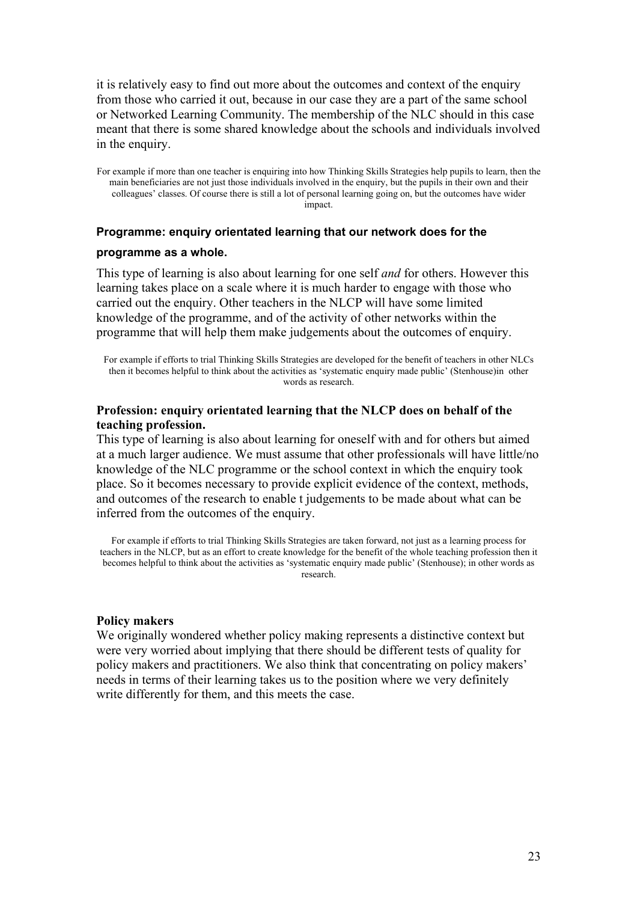it is relatively easy to find out more about the outcomes and context of the enquiry from those who carried it out, because in our case they are a part of the same school or Networked Learning Community. The membership of the NLC should in this case meant that there is some shared knowledge about the schools and individuals involved in the enquiry.

For example if more than one teacher is enquiring into how Thinking Skills Strategies help pupils to learn, then the main beneficiaries are not just those individuals involved in the enquiry, but the pupils in their own and their colleagues' classes. Of course there is still a lot of personal learning going on, but the outcomes have wider impact.

**Programme: enquiry orientated learning that our network does for the programme as a whole.**

This type of learning is also about learning for one self *and* for others. However this learning takes place on a scale where it is much harder to engage with those who carried out the enquiry. Other teachers in the NLCP will have some limited knowledge of the programme, and of the activity of other networks within the programme that will help them make judgements about the outcomes of enquiry.

For example if efforts to trial Thinking Skills Strategies are developed for the benefit of teachers in other NLCs then it becomes helpful to think about the activities as 'systematic enquiry made public' (Stenhouse)in other words as research.

**Profession: enquiry orientated learning that the NLCP does on behalf of the teaching profession.**

This type of learning is also about learning for oneself with and for others but aimed at a much larger audience. We must assume that other professionals will have little/no knowledge of the NLC programme or the school context in which the enquiry took place. So it becomes necessary to provide explicit evidence of the context, methods, and outcomes of the research to enable t judgements to be made about what can be inferred from the outcomes of the enquiry.

For example if efforts to trial Thinking Skills Strategies are taken forward, not just as a learning process for teachers in the NLCP, but as an effort to create knowledge for the benefit of the whole teaching profession then it becomes helpful to think about the activities as 'systematic enquiry made public' (Stenhouse); in other words as research.

**Policy makers**

We originally wondered whether policy making represents a distinctive context but were very worried about implying that there should be different tests of quality for policy makers and practitioners. We also think that concentrating on policy makers' needs in terms of their learning takes us to the position where we very definitely write differently for them, and this meets the case.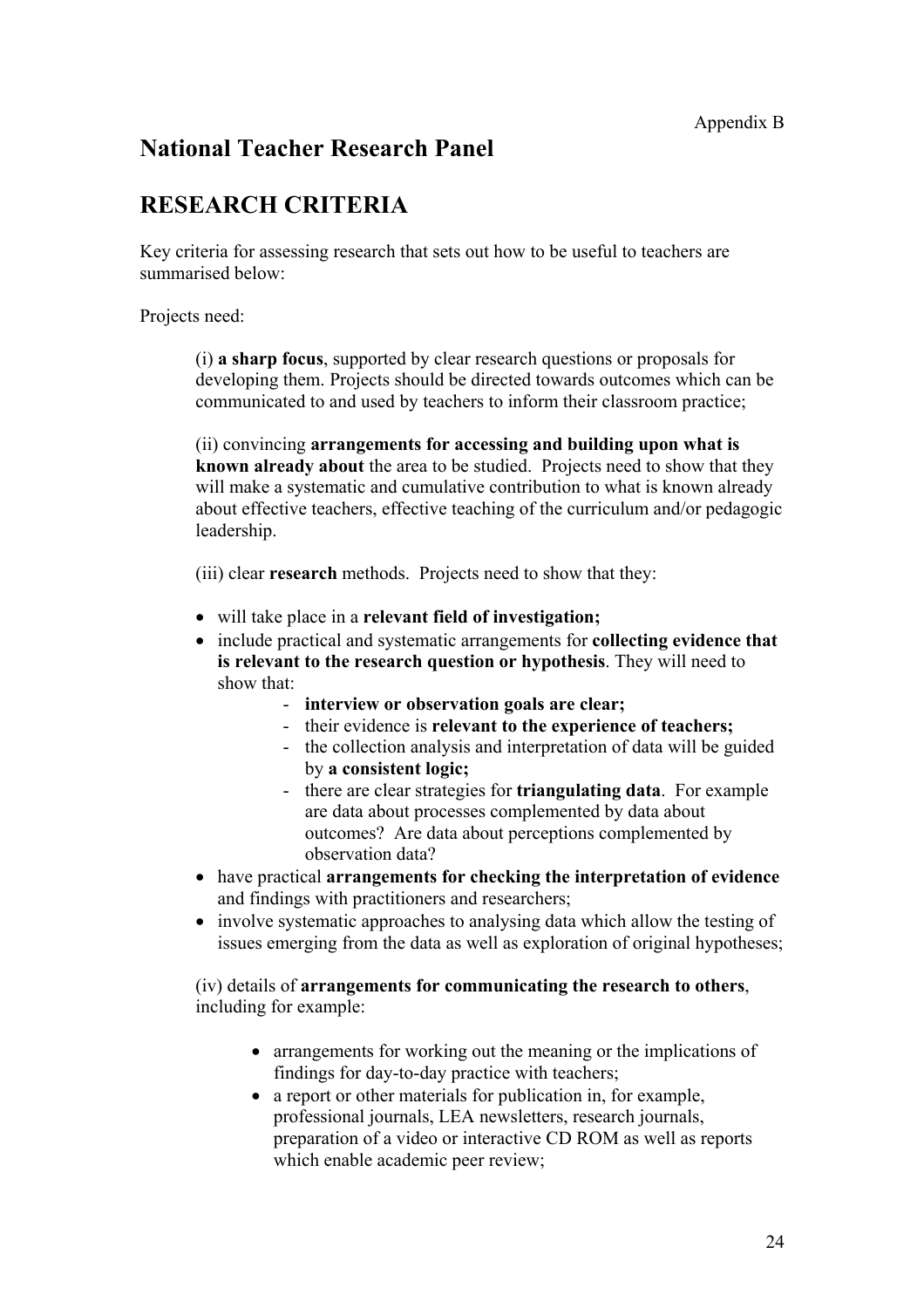Appendix B

# National Teacher Research Panel

# RESEARCH CRITERIA

Key criteria for assessing research that sets out how to be useful to teachers are summarised below:

Projects need:

(i) **a sharp focus**, supported by clear research questions or proposals for developing them. Projects should be directed towards outcomes which can be communicated to and used by teachers to inform their classroom practice;

(ii) convincing **arrangements for accessing and building upon what is known already about** the area to be studied. Projects need to show that they will make a systematic and cumulative contribution to what is known already about effective teachers, effective teaching of the curriculum and/or pedagogic leadership.

(iii) clear **research** methods. Projects need to show that they:

- will take place in a **relevant field of investigation;**
- include practical and systematic arrangements for **collecting evidence that is relevant to the research question or hypothesis**. They will need to show that:
  - **interview or observation goals are clear;**
  - their evidence is **relevant to the experience of teachers;**
  - the collection analysis and interpretation of data will be guided by **a consistent logic;**
  - there are clear strategies for **triangulating data**. For example are data about processes complemented by data about outcomes? Are data about perceptions complemented by observation data?
- have practical **arrangements for checking the interpretation of evidence** and findings with practitioners and researchers;
- involve systematic approaches to analysing data which allow the testing of issues emerging from the data as well as exploration of original hypotheses;

(iv) details of **arrangements for communicating the research to others**, including for example:

- arrangements for working out the meaning or the implications of findings for day-to-day practice with teachers;
- a report or other materials for publication in, for example, professional journals, LEA newsletters, research journals, preparation of a video or interactive CD ROM as well as reports which enable academic peer review;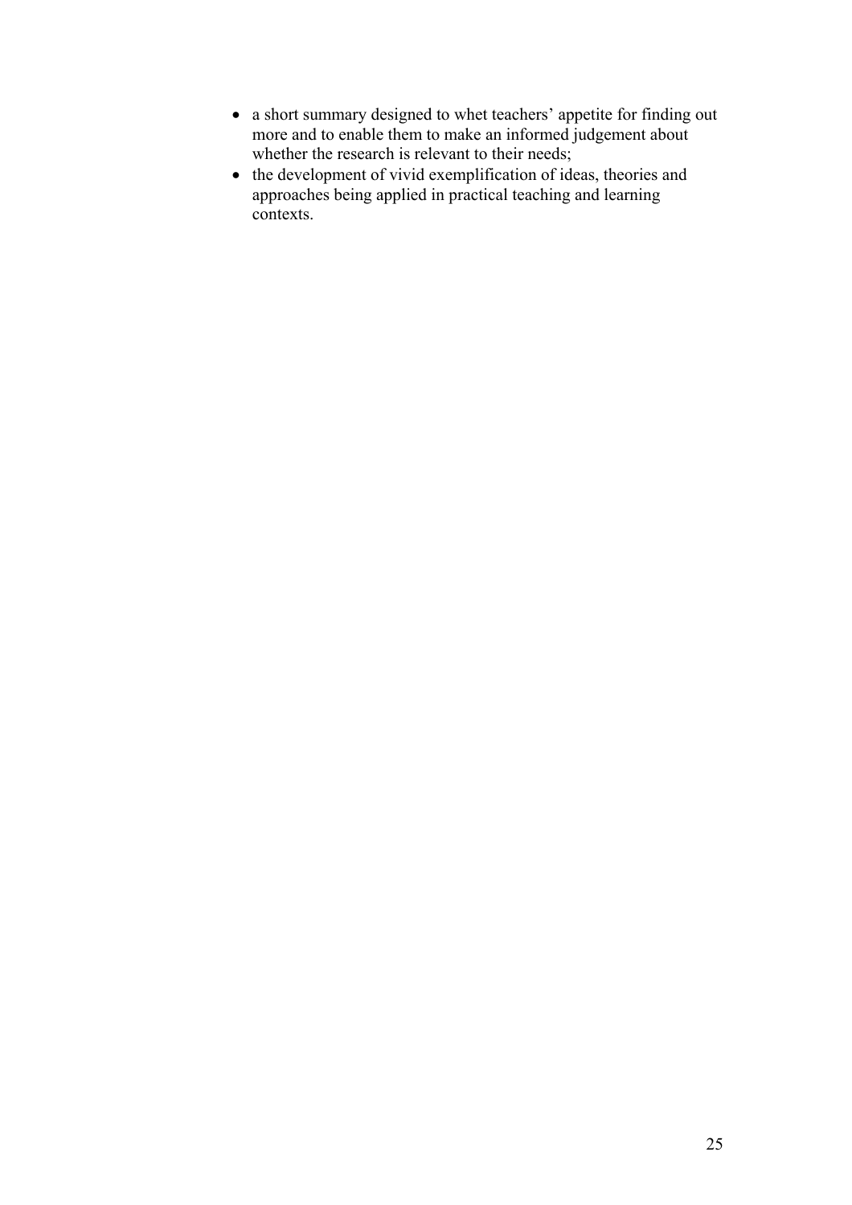- a short summary designed to whet teachers' appetite for finding out more and to enable them to make an informed judgement about whether the research is relevant to their needs;
- the development of vivid exemplification of ideas, theories and approaches being applied in practical teaching and learning contexts.